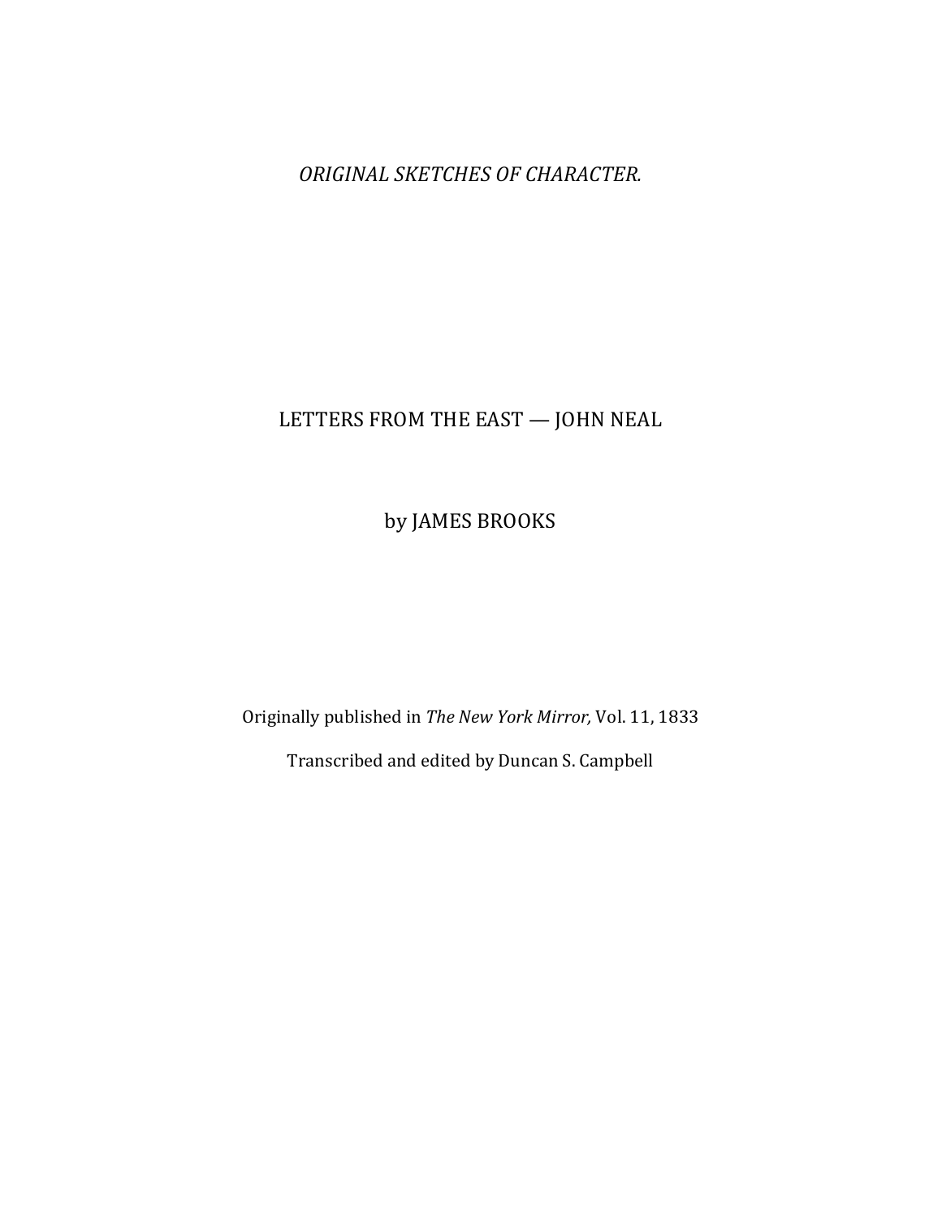*ORIGINAL SKETCHES OF CHARACTER.*

# LETTERS FROM THE EAST — JOHN NEAL

by JAMES BROOKS

Originally published in *The New York Mirror,* Vol. 11, 1833

Transcribed and edited by Duncan S. Campbell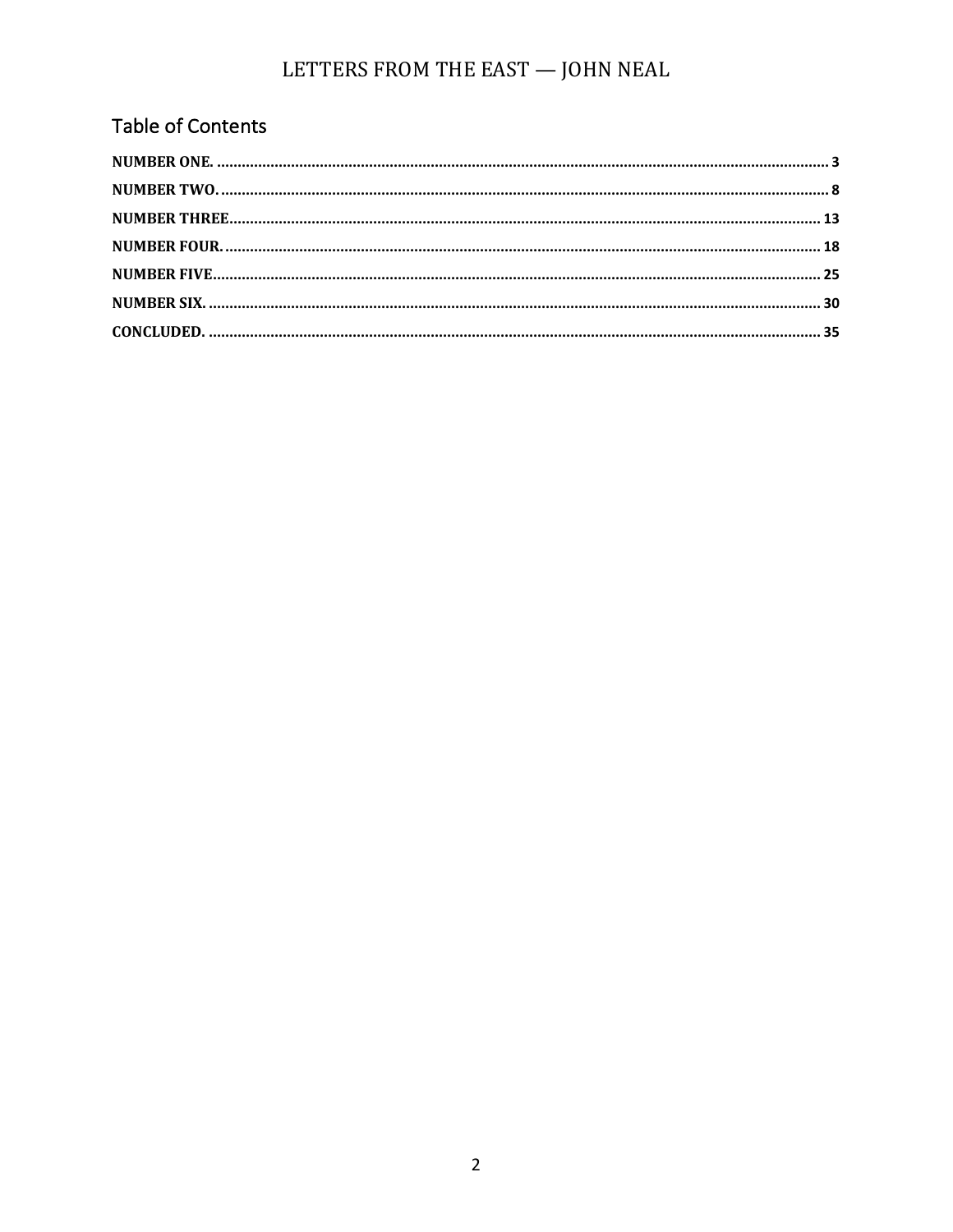## Table of Contents

NUMBER ONE. .......... 3
NUMBER TWO. .......... 8
NUMBER THREE .......... 13
NUMBER FOUR. .......... 18
NUMBER FIVE .......... 25
NUMBER SIX. .......... 30
CONCLUDED. .......... 35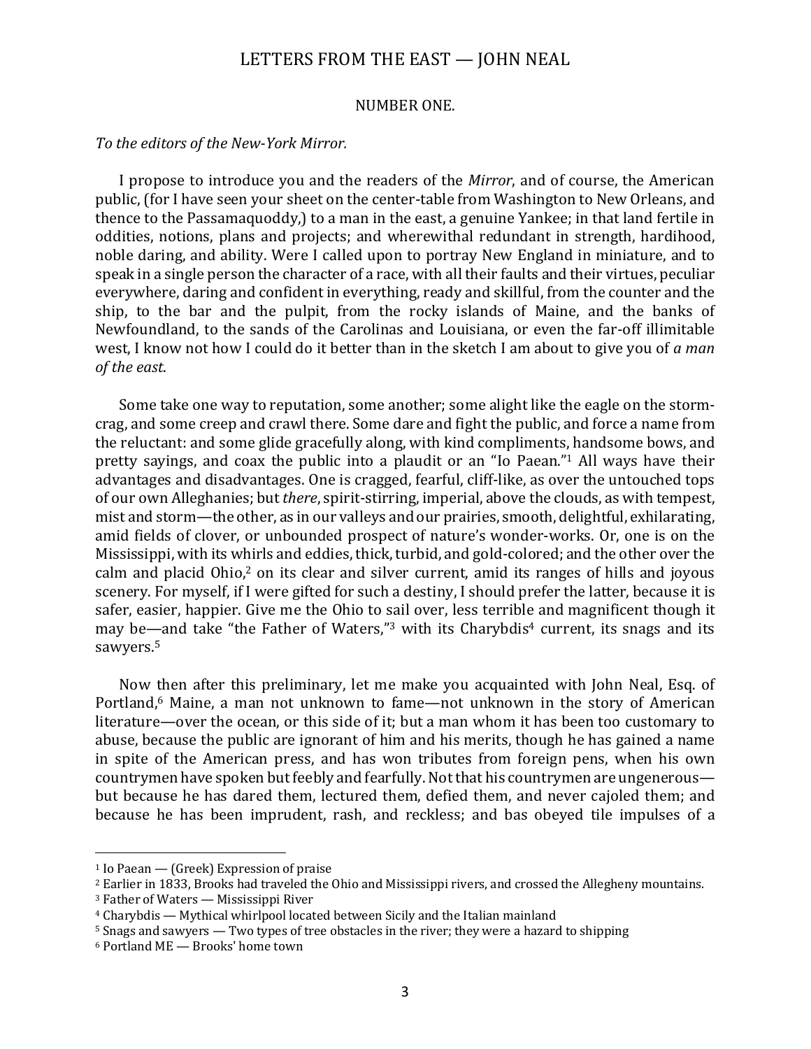# LETTERS FROM THE EAST — JOHN NEAL

## NUMBER ONE.

*To the editors of the New-York Mirror.*

I propose to introduce you and the readers of the *Mirror*, and of course, the American public, (for I have seen your sheet on the center-table from Washington to New Orleans, and thence to the Passamaquoddy,) to a man in the east, a genuine Yankee; in that land fertile in oddities, notions, plans and projects; and wherewithal redundant in strength, hardihood, noble daring, and ability. Were I called upon to portray New England in miniature, and to speak in a single person the character of a race, with all their faults and their virtues, peculiar everywhere, daring and confident in everything, ready and skillful, from the counter and the ship, to the bar and the pulpit, from the rocky islands of Maine, and the banks of Newfoundland, to the sands of the Carolinas and Louisiana, or even the far-off illimitable west, I know not how I could do it better than in the sketch I am about to give you of *a man of the east*.

Some take one way to reputation, some another; some alight like the eagle on the storm-crag, and some creep and crawl there. Some dare and fight the public, and force a name from the reluctant: and some glide gracefully along, with kind compliments, handsome bows, and pretty sayings, and coax the public into a plaudit or an "Io Paean."[1] All ways have their advantages and disadvantages. One is cragged, fearful, cliff-like, as over the untouched tops of our own Alleghanies; but *there*, spirit-stirring, imperial, above the clouds, as with tempest, mist and storm—the other, as in our valleys and our prairies, smooth, delightful, exhilarating, amid fields of clover, or unbounded prospect of nature's wonder-works. Or, one is on the Mississippi, with its whirls and eddies, thick, turbid, and gold-colored; and the other over the calm and placid Ohio,[2] on its clear and silver current, amid its ranges of hills and joyous scenery. For myself, if I were gifted for such a destiny, I should prefer the latter, because it is safer, easier, happier. Give me the Ohio to sail over, less terrible and magnificent though it may be—and take "the Father of Waters,"[3] with its Charybdis[4] current, its snags and its sawyers.[5]

Now then after this preliminary, let me make you acquainted with John Neal, Esq. of Portland,[6] Maine, a man not unknown to fame—not unknown in the story of American literature—over the ocean, or this side of it; but a man whom it has been too customary to abuse, because the public are ignorant of him and his merits, though he has gained a name in spite of the American press, and has won tributes from foreign pens, when his own countrymen have spoken but feebly and fearfully. Not that his countrymen are ungenerous—but because he has dared them, lectured them, defied them, and never cajoled them; and because he has been imprudent, rash, and reckless; and bas obeyed tile impulses of a

---

[1] Io Paean — (Greek) Expression of praise

[2] Earlier in 1833, Brooks had traveled the Ohio and Mississippi rivers, and crossed the Allegheny mountains.

[3] Father of Waters — Mississippi River

[4] Charybdis — Mythical whirlpool located between Sicily and the Italian mainland

[5] Snags and sawyers — Two types of tree obstacles in the river; they were a hazard to shipping

[6] Portland ME — Brooks' home town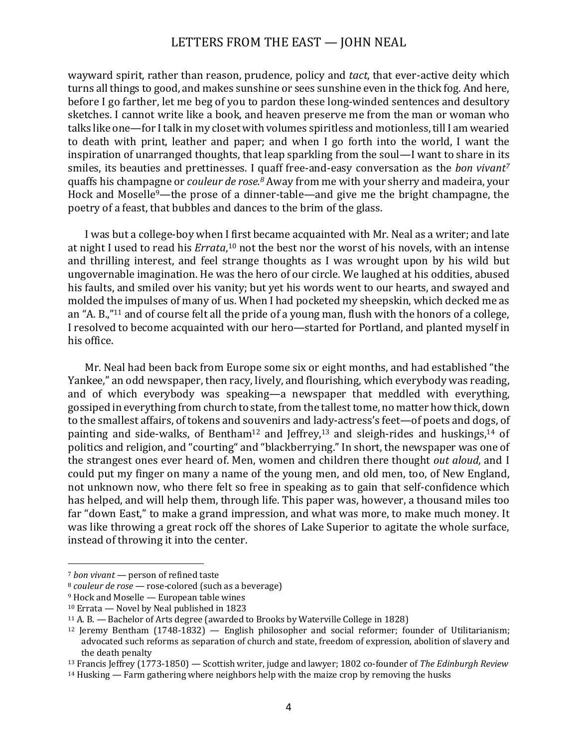wayward spirit, rather than reason, prudence, policy and *tact*, that ever-active deity which turns all things to good, and makes sunshine or sees sunshine even in the thick fog. And here, before I go farther, let me beg of you to pardon these long-winded sentences and desultory sketches. I cannot write like a book, and heaven preserve me from the man or woman who talks like one—for I talk in my closet with volumes spiritless and motionless, till I am wearied to death with print, leather and paper; and when I go forth into the world, I want the inspiration of unarranged thoughts, that leap sparkling from the soul—I want to share in its smiles, its beauties and prettinesses. I quaff free-and-easy conversation as the *bon vivant*[7] quaffs his champagne or *couleur de rose*.[8] Away from me with your sherry and madeira, your Hock and Moselle[9]—the prose of a dinner-table—and give me the bright champagne, the poetry of a feast, that bubbles and dances to the brim of the glass.

I was but a college-boy when I first became acquainted with Mr. Neal as a writer; and late at night I used to read his *Errata*,[10] not the best nor the worst of his novels, with an intense and thrilling interest, and feel strange thoughts as I was wrought upon by his wild but ungovernable imagination. He was the hero of our circle. We laughed at his oddities, abused his faults, and smiled over his vanity; but yet his words went to our hearts, and swayed and molded the impulses of many of us. When I had pocketed my sheepskin, which decked me as an "A. B.,"[11] and of course felt all the pride of a young man, flush with the honors of a college, I resolved to become acquainted with our hero—started for Portland, and planted myself in his office.

Mr. Neal had been back from Europe some six or eight months, and had established "the Yankee," an odd newspaper, then racy, lively, and flourishing, which everybody was reading, and of which everybody was speaking—a newspaper that meddled with everything, gossiped in everything from church to state, from the tallest tome, no matter how thick, down to the smallest affairs, of tokens and souvenirs and lady-actress's feet—of poets and dogs, of painting and side-walks, of Bentham[12] and Jeffrey,[13] and sleigh-rides and huskings,[14] of politics and religion, and "courting" and "blackberrying." In short, the newspaper was one of the strangest ones ever heard of. Men, women and children there thought *out aloud*, and I could put my finger on many a name of the young men, and old men, too, of New England, not unknown now, who there felt so free in speaking as to gain that self-confidence which has helped, and will help them, through life. This paper was, however, a thousand miles too far "down East," to make a grand impression, and what was more, to make much money. It was like throwing a great rock off the shores of Lake Superior to agitate the whole surface, instead of throwing it into the center.

---

[7] *bon vivant* — person of refined taste

[8] *couleur de rose* — rose-colored (such as a beverage)

[9] Hock and Moselle — European table wines

[10] Errata — Novel by Neal published in 1823

[11] A. B. — Bachelor of Arts degree (awarded to Brooks by Waterville College in 1828)

[12] Jeremy Bentham (1748-1832) — English philosopher and social reformer; founder of Utilitarianism; advocated such reforms as separation of church and state, freedom of expression, abolition of slavery and the death penalty

[13] Francis Jeffrey (1773-1850) — Scottish writer, judge and lawyer; 1802 co-founder of *The Edinburgh Review*

[14] Husking — Farm gathering where neighbors help with the maize crop by removing the husks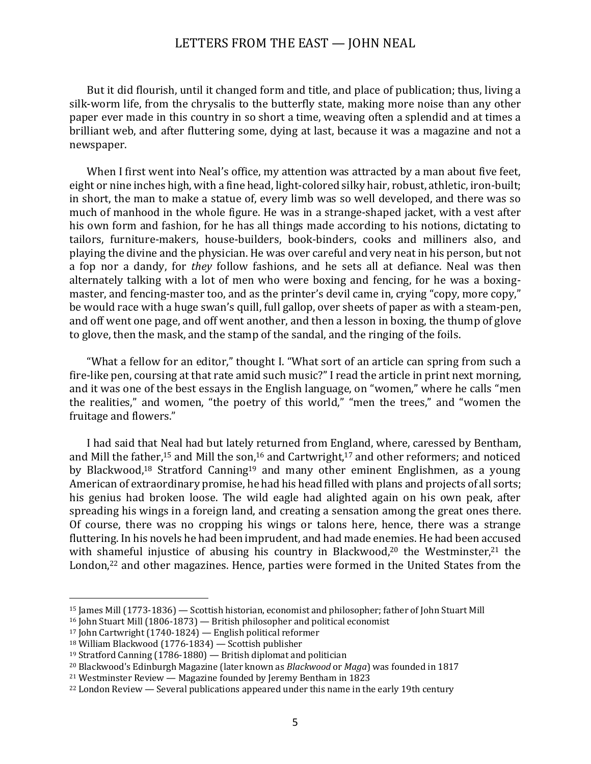But it did flourish, until it changed form and title, and place of publication; thus, living a silk-worm life, from the chrysalis to the butterfly state, making more noise than any other paper ever made in this country in so short a time, weaving often a splendid and at times a brilliant web, and after fluttering some, dying at last, because it was a magazine and not a newspaper.

When I first went into Neal's office, my attention was attracted by a man about five feet, eight or nine inches high, with a fine head, light-colored silky hair, robust, athletic, iron-built; in short, the man to make a statue of, every limb was so well developed, and there was so much of manhood in the whole figure. He was in a strange-shaped jacket, with a vest after his own form and fashion, for he has all things made according to his notions, dictating to tailors, furniture-makers, house-builders, book-binders, cooks and milliners also, and playing the divine and the physician. He was over careful and very neat in his person, but not a fop nor a dandy, for *they* follow fashions, and he sets all at defiance. Neal was then alternately talking with a lot of men who were boxing and fencing, for he was a boxing-master, and fencing-master too, and as the printer's devil came in, crying "copy, more copy," be would race with a huge swan's quill, full gallop, over sheets of paper as with a steam-pen, and off went one page, and off went another, and then a lesson in boxing, the thump of glove to glove, then the mask, and the stamp of the sandal, and the ringing of the foils.

"What a fellow for an editor," thought I. "What sort of an article can spring from such a fire-like pen, coursing at that rate amid such music?" I read the article in print next morning, and it was one of the best essays in the English language, on "women," where he calls "men the realities," and women, "the poetry of this world," "men the trees," and "women the fruitage and flowers."

I had said that Neal had but lately returned from England, where, caressed by Bentham, and Mill the father,[15] and Mill the son,[16] and Cartwright,[17] and other reformers; and noticed by Blackwood,[18] Stratford Canning[19] and many other eminent Englishmen, as a young American of extraordinary promise, he had his head filled with plans and projects of all sorts; his genius had broken loose. The wild eagle had alighted again on his own peak, after spreading his wings in a foreign land, and creating a sensation among the great ones there. Of course, there was no cropping his wings or talons here, hence, there was a strange fluttering. In his novels he had been imprudent, and had made enemies. He had been accused with shameful injustice of abusing his country in Blackwood,[20] the Westminster,[21] the London,[22] and other magazines. Hence, parties were formed in the United States from the

---

[15] James Mill (1773-1836) — Scottish historian, economist and philosopher; father of John Stuart Mill

[16] John Stuart Mill (1806-1873) — British philosopher and political economist

[17] John Cartwright (1740-1824) — English political reformer

[18] William Blackwood (1776-1834) — Scottish publisher

[19] Stratford Canning (1786-1880) — British diplomat and politician

[20] Blackwood's Edinburgh Magazine (later known as *Blackwood* or *Maga*) was founded in 1817

[21] Westminster Review — Magazine founded by Jeremy Bentham in 1823

[22] London Review — Several publications appeared under this name in the early 19th century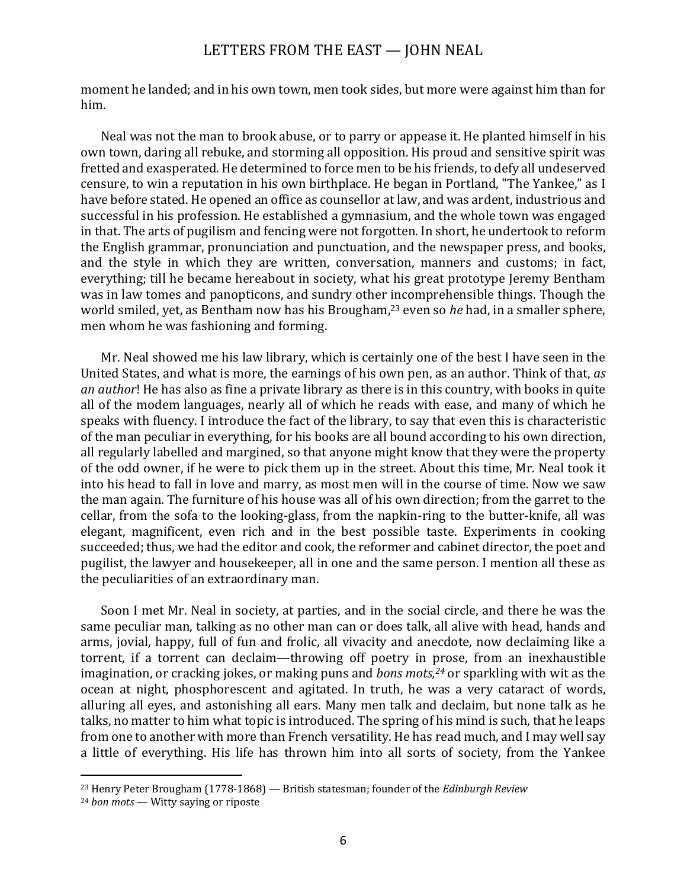moment he landed; and in his own town, men took sides, but more were against him than for him.

Neal was not the man to brook abuse, or to parry or appease it. He planted himself in his own town, daring all rebuke, and storming all opposition. His proud and sensitive spirit was fretted and exasperated. He determined to force men to be his friends, to defy all undeserved censure, to win a reputation in his own birthplace. He began in Portland, "The Yankee," as I have before stated. He opened an office as counsellor at law, and was ardent, industrious and successful in his profession. He established a gymnasium, and the whole town was engaged in that. The arts of pugilism and fencing were not forgotten. In short, he undertook to reform the English grammar, pronunciation and punctuation, and the newspaper press, and books, and the style in which they are written, conversation, manners and customs; in fact, everything; till he became hereabout in society, what his great prototype Jeremy Bentham was in law tomes and panopticons, and sundry other incomprehensible things. Though the world smiled, yet, as Bentham now has his Brougham,[23] even so *he* had, in a smaller sphere, men whom he was fashioning and forming.

Mr. Neal showed me his law library, which is certainly one of the best I have seen in the United States, and what is more, the earnings of his own pen, as an author. Think of that, *as an author*! He has also as fine a private library as there is in this country, with books in quite all of the modem languages, nearly all of which he reads with ease, and many of which he speaks with fluency. I introduce the fact of the library, to say that even this is characteristic of the man peculiar in everything, for his books are all bound according to his own direction, all regularly labelled and margined, so that anyone might know that they were the property of the odd owner, if he were to pick them up in the street. About this time, Mr. Neal took it into his head to fall in love and marry, as most men will in the course of time. Now we saw the man again. The furniture of his house was all of his own direction; from the garret to the cellar, from the sofa to the looking-glass, from the napkin-ring to the butter-knife, all was elegant, magnificent, even rich and in the best possible taste. Experiments in cooking succeeded; thus, we had the editor and cook, the reformer and cabinet director, the poet and pugilist, the lawyer and housekeeper, all in one and the same person. I mention all these as the peculiarities of an extraordinary man.

Soon I met Mr. Neal in society, at parties, and in the social circle, and there he was the same peculiar man, talking as no other man can or does talk, all alive with head, hands and arms, jovial, happy, full of fun and frolic, all vivacity and anecdote, now declaiming like a torrent, if a torrent can declaim—throwing off poetry in prose, from an inexhaustible imagination, or cracking jokes, or making puns and *bons mots,*[24] or sparkling with wit as the ocean at night, phosphorescent and agitated. In truth, he was a very cataract of words, alluring all eyes, and astonishing all ears. Many men talk and declaim, but none talk as he talks, no matter to him what topic is introduced. The spring of his mind is such, that he leaps from one to another with more than French versatility. He has read much, and I may well say a little of everything. His life has thrown him into all sorts of society, from the Yankee

---

[23] Henry Peter Brougham (1778-1868) — British statesman; founder of the *Edinburgh Review*

[24] *bon mots* — Witty saying or riposte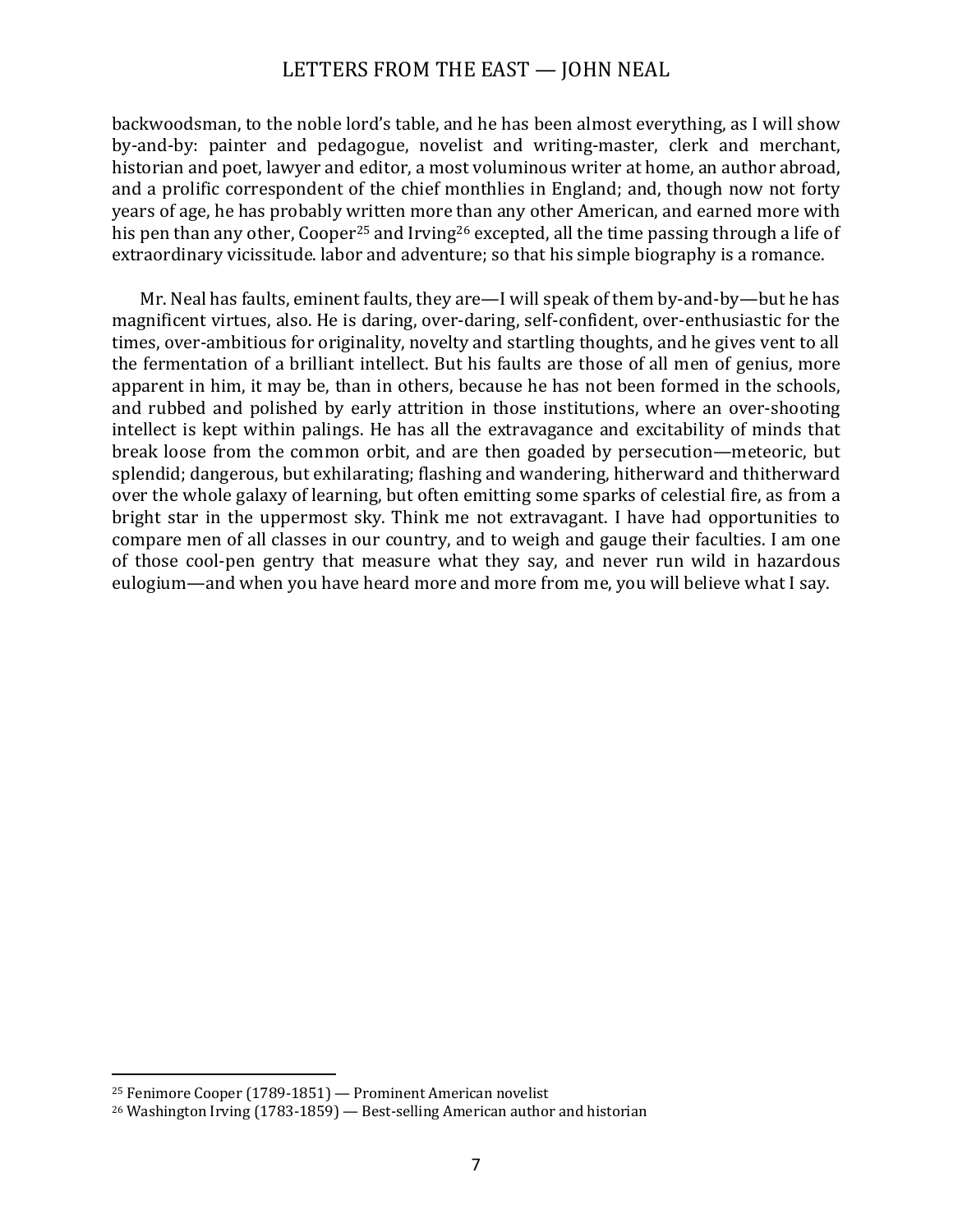backwoodsman, to the noble lord's table, and he has been almost everything, as I will show by-and-by: painter and pedagogue, novelist and writing-master, clerk and merchant, historian and poet, lawyer and editor, a most voluminous writer at home, an author abroad, and a prolific correspondent of the chief monthlies in England; and, though now not forty years of age, he has probably written more than any other American, and earned more with his pen than any other, Cooper[25] and Irving[26] excepted, all the time passing through a life of extraordinary vicissitude. labor and adventure; so that his simple biography is a romance.

Mr. Neal has faults, eminent faults, they are—I will speak of them by-and-by—but he has magnificent virtues, also. He is daring, over-daring, self-confident, over-enthusiastic for the times, over-ambitious for originality, novelty and startling thoughts, and he gives vent to all the fermentation of a brilliant intellect. But his faults are those of all men of genius, more apparent in him, it may be, than in others, because he has not been formed in the schools, and rubbed and polished by early attrition in those institutions, where an over-shooting intellect is kept within palings. He has all the extravagance and excitability of minds that break loose from the common orbit, and are then goaded by persecution—meteoric, but splendid; dangerous, but exhilarating; flashing and wandering, hitherward and thitherward over the whole galaxy of learning, but often emitting some sparks of celestial fire, as from a bright star in the uppermost sky. Think me not extravagant. I have had opportunities to compare men of all classes in our country, and to weigh and gauge their faculties. I am one of those cool-pen gentry that measure what they say, and never run wild in hazardous eulogium—and when you have heard more and more from me, you will believe what I say.

---

[25] Fenimore Cooper (1789-1851) — Prominent American novelist

[26] Washington Irving (1783-1859) — Best-selling American author and historian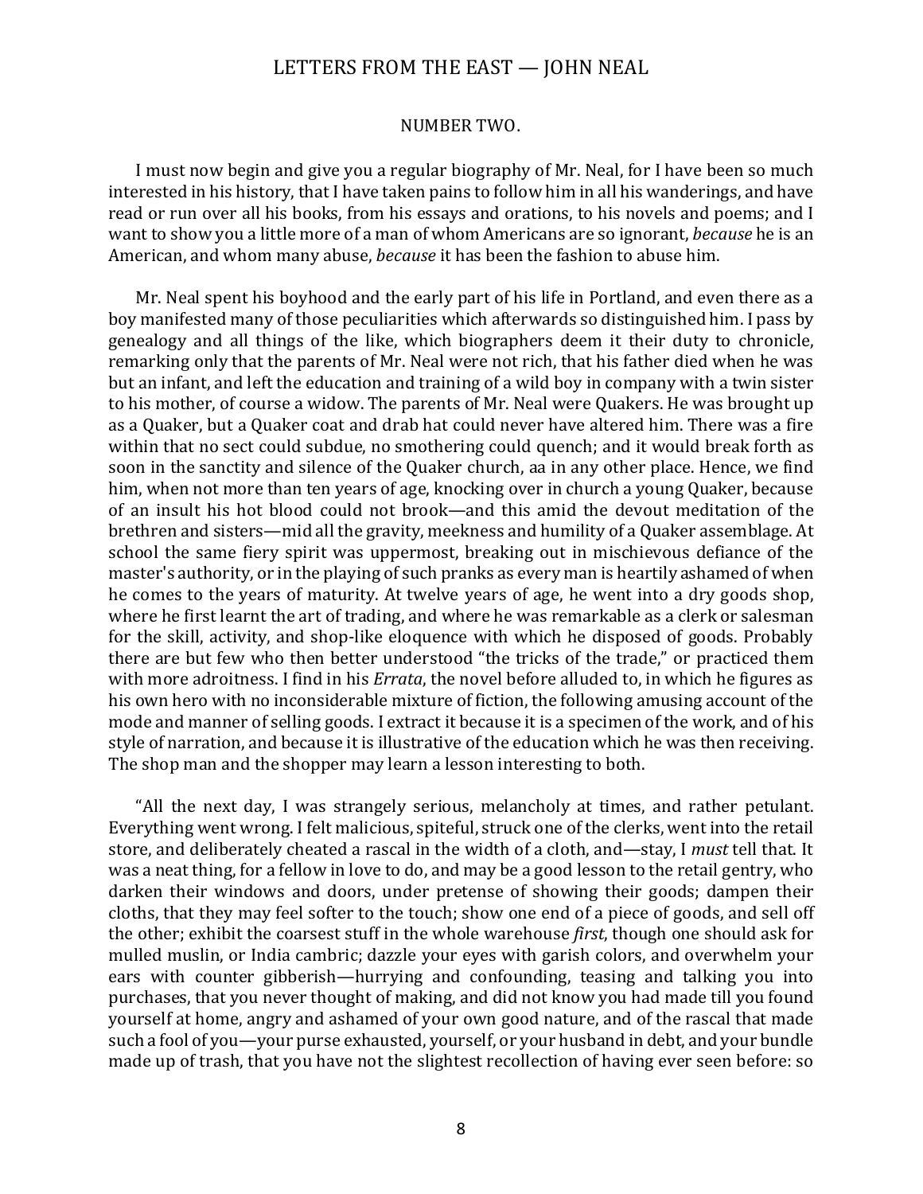NUMBER TWO.

I must now begin and give you a regular biography of Mr. Neal, for I have been so much interested in his history, that I have taken pains to follow him in all his wanderings, and have read or run over all his books, from his essays and orations, to his novels and poems; and I want to show you a little more of a man of whom Americans are so ignorant, *because* he is an American, and whom many abuse, *because* it has been the fashion to abuse him.

Mr. Neal spent his boyhood and the early part of his life in Portland, and even there as a boy manifested many of those peculiarities which afterwards so distinguished him. I pass by genealogy and all things of the like, which biographers deem it their duty to chronicle, remarking only that the parents of Mr. Neal were not rich, that his father died when he was but an infant, and left the education and training of a wild boy in company with a twin sister to his mother, of course a widow. The parents of Mr. Neal were Quakers. He was brought up as a Quaker, but a Quaker coat and drab hat could never have altered him. There was a fire within that no sect could subdue, no smothering could quench; and it would break forth as soon in the sanctity and silence of the Quaker church, aa in any other place. Hence, we find him, when not more than ten years of age, knocking over in church a young Quaker, because of an insult his hot blood could not brook—and this amid the devout meditation of the brethren and sisters—mid all the gravity, meekness and humility of a Quaker assemblage. At school the same fiery spirit was uppermost, breaking out in mischievous defiance of the master's authority, or in the playing of such pranks as every man is heartily ashamed of when he comes to the years of maturity. At twelve years of age, he went into a dry goods shop, where he first learnt the art of trading, and where he was remarkable as a clerk or salesman for the skill, activity, and shop-like eloquence with which he disposed of goods. Probably there are but few who then better understood "the tricks of the trade," or practiced them with more adroitness. I find in his *Errata*, the novel before alluded to, in which he figures as his own hero with no inconsiderable mixture of fiction, the following amusing account of the mode and manner of selling goods. I extract it because it is a specimen of the work, and of his style of narration, and because it is illustrative of the education which he was then receiving. The shop man and the shopper may learn a lesson interesting to both.

"All the next day, I was strangely serious, melancholy at times, and rather petulant. Everything went wrong. I felt malicious, spiteful, struck one of the clerks, went into the retail store, and deliberately cheated a rascal in the width of a cloth, and—stay, I *must* tell that. It was a neat thing, for a fellow in love to do, and may be a good lesson to the retail gentry, who darken their windows and doors, under pretense of showing their goods; dampen their cloths, that they may feel softer to the touch; show one end of a piece of goods, and sell off the other; exhibit the coarsest stuff in the whole warehouse *first*, though one should ask for mulled muslin, or India cambric; dazzle your eyes with garish colors, and overwhelm your ears with counter gibberish—hurrying and confounding, teasing and talking you into purchases, that you never thought of making, and did not know you had made till you found yourself at home, angry and ashamed of your own good nature, and of the rascal that made such a fool of you—your purse exhausted, yourself, or your husband in debt, and your bundle made up of trash, that you have not the slightest recollection of having ever seen before: so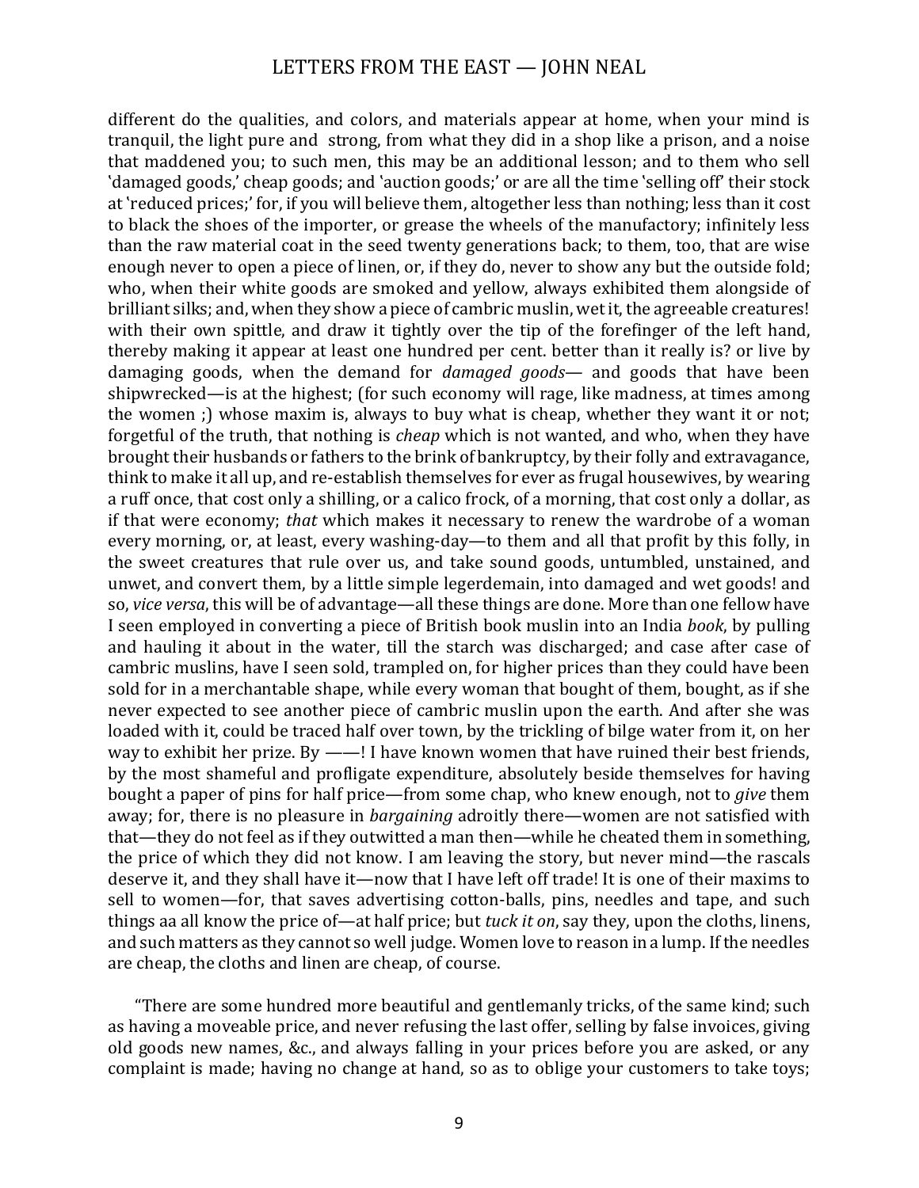different do the qualities, and colors, and materials appear at home, when your mind is tranquil, the light pure and strong, from what they did in a shop like a prison, and a noise that maddened you; to such men, this may be an additional lesson; and to them who sell 'damaged goods,' cheap goods; and 'auction goods;' or are all the time 'selling off' their stock at 'reduced prices;' for, if you will believe them, altogether less than nothing; less than it cost to black the shoes of the importer, or grease the wheels of the manufactory; infinitely less than the raw material coat in the seed twenty generations back; to them, too, that are wise enough never to open a piece of linen, or, if they do, never to show any but the outside fold; who, when their white goods are smoked and yellow, always exhibited them alongside of brilliant silks; and, when they show a piece of cambric muslin, wet it, the agreeable creatures! with their own spittle, and draw it tightly over the tip of the forefinger of the left hand, thereby making it appear at least one hundred per cent. better than it really is? or live by damaging goods, when the demand for *damaged goods*— and goods that have been shipwrecked—is at the highest; (for such economy will rage, like madness, at times among the women ;) whose maxim is, always to buy what is cheap, whether they want it or not; forgetful of the truth, that nothing is *cheap* which is not wanted, and who, when they have brought their husbands or fathers to the brink of bankruptcy, by their folly and extravagance, think to make it all up, and re-establish themselves for ever as frugal housewives, by wearing a ruff once, that cost only a shilling, or a calico frock, of a morning, that cost only a dollar, as if that were economy; *that* which makes it necessary to renew the wardrobe of a woman every morning, or, at least, every washing-day—to them and all that profit by this folly, in the sweet creatures that rule over us, and take sound goods, untumbled, unstained, and unwet, and convert them, by a little simple legerdemain, into damaged and wet goods! and so, *vice versa*, this will be of advantage—all these things are done. More than one fellow have I seen employed in converting a piece of British book muslin into an India *book*, by pulling and hauling it about in the water, till the starch was discharged; and case after case of cambric muslins, have I seen sold, trampled on, for higher prices than they could have been sold for in a merchantable shape, while every woman that bought of them, bought, as if she never expected to see another piece of cambric muslin upon the earth. And after she was loaded with it, could be traced half over town, by the trickling of bilge water from it, on her way to exhibit her prize. By ——! I have known women that have ruined their best friends, by the most shameful and profligate expenditure, absolutely beside themselves for having bought a paper of pins for half price—from some chap, who knew enough, not to *give* them away; for, there is no pleasure in *bargaining* adroitly there—women are not satisfied with that—they do not feel as if they outwitted a man then—while he cheated them in something, the price of which they did not know. I am leaving the story, but never mind—the rascals deserve it, and they shall have it—now that I have left off trade! It is one of their maxims to sell to women—for, that saves advertising cotton-balls, pins, needles and tape, and such things aa all know the price of—at half price; but *tuck it on*, say they, upon the cloths, linens, and such matters as they cannot so well judge. Women love to reason in a lump. If the needles are cheap, the cloths and linen are cheap, of course.

"There are some hundred more beautiful and gentlemanly tricks, of the same kind; such as having a moveable price, and never refusing the last offer, selling by false invoices, giving old goods new names, &c., and always falling in your prices before you are asked, or any complaint is made; having no change at hand, so as to oblige your customers to take toys;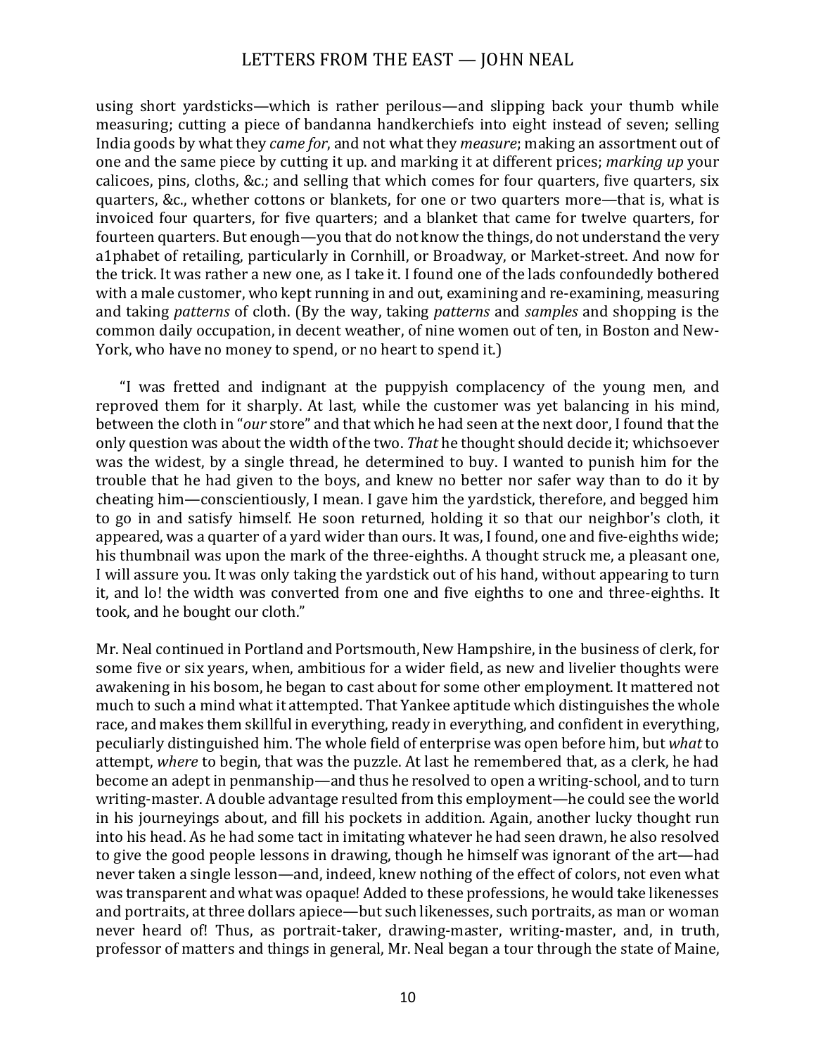using short yardsticks—which is rather perilous—and slipping back your thumb while measuring; cutting a piece of bandanna handkerchiefs into eight instead of seven; selling India goods by what they *came for*, and not what they *measure*; making an assortment out of one and the same piece by cutting it up. and marking it at different prices; *marking up* your calicoes, pins, cloths, &c.; and selling that which comes for four quarters, five quarters, six quarters, &c., whether cottons or blankets, for one or two quarters more—that is, what is invoiced four quarters, for five quarters; and a blanket that came for twelve quarters, for fourteen quarters. But enough—you that do not know the things, do not understand the very a1phabet of retailing, particularly in Cornhill, or Broadway, or Market-street. And now for the trick. It was rather a new one, as I take it. I found one of the lads confoundedly bothered with a male customer, who kept running in and out, examining and re-examining, measuring and taking *patterns* of cloth. (By the way, taking *patterns* and *samples* and shopping is the common daily occupation, in decent weather, of nine women out of ten, in Boston and New-York, who have no money to spend, or no heart to spend it.)

"I was fretted and indignant at the puppyish complacency of the young men, and reproved them for it sharply. At last, while the customer was yet balancing in his mind, between the cloth in "*our* store" and that which he had seen at the next door, I found that the only question was about the width of the two. *That* he thought should decide it; whichsoever was the widest, by a single thread, he determined to buy. I wanted to punish him for the trouble that he had given to the boys, and knew no better nor safer way than to do it by cheating him—conscientiously, I mean. I gave him the yardstick, therefore, and begged him to go in and satisfy himself. He soon returned, holding it so that our neighbor's cloth, it appeared, was a quarter of a yard wider than ours. It was, I found, one and five-eighths wide; his thumbnail was upon the mark of the three-eighths. A thought struck me, a pleasant one, I will assure you. It was only taking the yardstick out of his hand, without appearing to turn it, and lo! the width was converted from one and five eighths to one and three-eighths. It took, and he bought our cloth."

Mr. Neal continued in Portland and Portsmouth, New Hampshire, in the business of clerk, for some five or six years, when, ambitious for a wider field, as new and livelier thoughts were awakening in his bosom, he began to cast about for some other employment. It mattered not much to such a mind what it attempted. That Yankee aptitude which distinguishes the whole race, and makes them skillful in everything, ready in everything, and confident in everything, peculiarly distinguished him. The whole field of enterprise was open before him, but *what* to attempt, *where* to begin, that was the puzzle. At last he remembered that, as a clerk, he had become an adept in penmanship—and thus he resolved to open a writing-school, and to turn writing-master. A double advantage resulted from this employment—he could see the world in his journeyings about, and fill his pockets in addition. Again, another lucky thought run into his head. As he had some tact in imitating whatever he had seen drawn, he also resolved to give the good people lessons in drawing, though he himself was ignorant of the art—had never taken a single lesson—and, indeed, knew nothing of the effect of colors, not even what was transparent and what was opaque! Added to these professions, he would take likenesses and portraits, at three dollars apiece—but such likenesses, such portraits, as man or woman never heard of! Thus, as portrait-taker, drawing-master, writing-master, and, in truth, professor of matters and things in general, Mr. Neal began a tour through the state of Maine,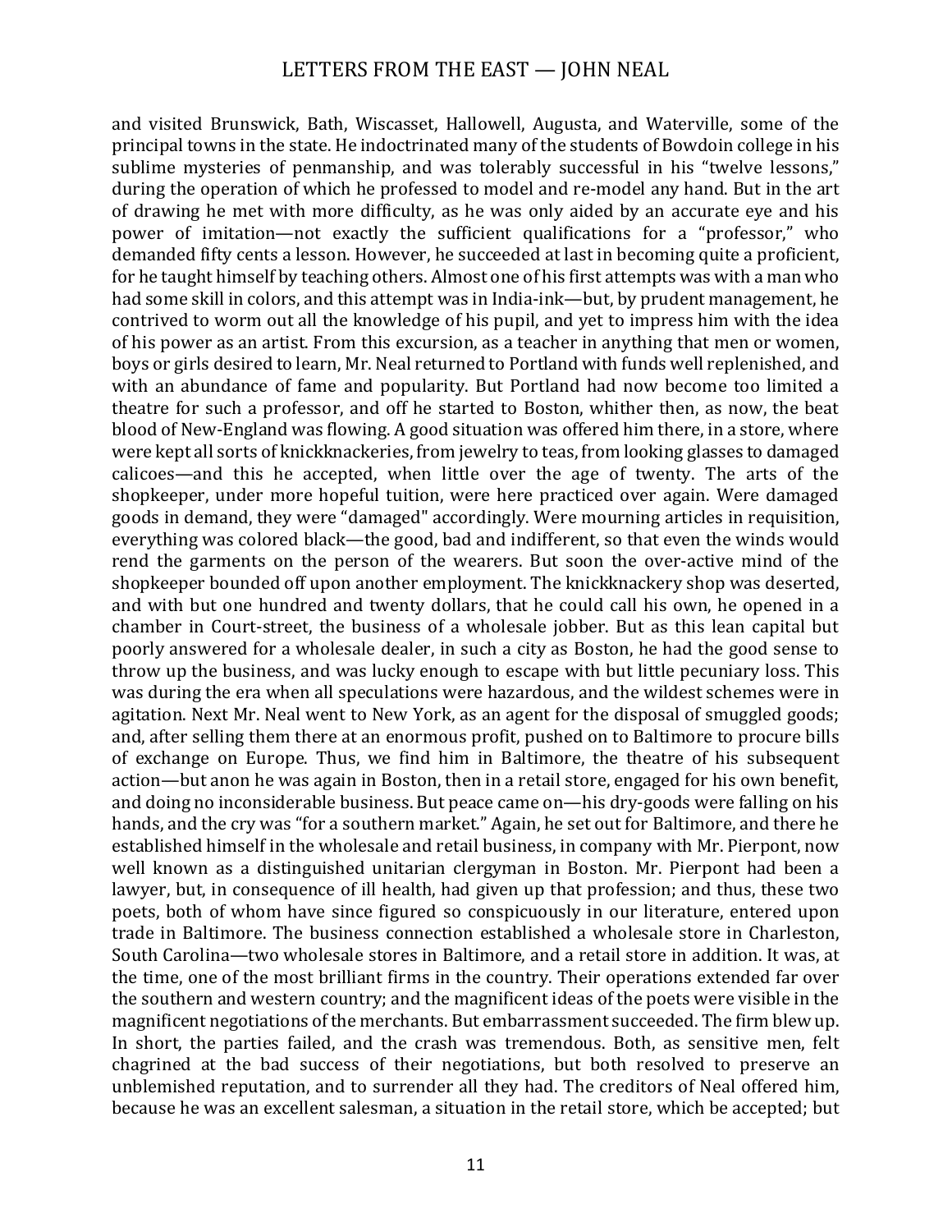and visited Brunswick, Bath, Wiscasset, Hallowell, Augusta, and Waterville, some of the principal towns in the state. He indoctrinated many of the students of Bowdoin college in his sublime mysteries of penmanship, and was tolerably successful in his "twelve lessons," during the operation of which he professed to model and re-model any hand. But in the art of drawing he met with more difficulty, as he was only aided by an accurate eye and his power of imitation—not exactly the sufficient qualifications for a "professor," who demanded fifty cents a lesson. However, he succeeded at last in becoming quite a proficient, for he taught himself by teaching others. Almost one of his first attempts was with a man who had some skill in colors, and this attempt was in India-ink—but, by prudent management, he contrived to worm out all the knowledge of his pupil, and yet to impress him with the idea of his power as an artist. From this excursion, as a teacher in anything that men or women, boys or girls desired to learn, Mr. Neal returned to Portland with funds well replenished, and with an abundance of fame and popularity. But Portland had now become too limited a theatre for such a professor, and off he started to Boston, whither then, as now, the beat blood of New-England was flowing. A good situation was offered him there, in a store, where were kept all sorts of knickknackeries, from jewelry to teas, from looking glasses to damaged calicoes—and this he accepted, when little over the age of twenty. The arts of the shopkeeper, under more hopeful tuition, were here practiced over again. Were damaged goods in demand, they were "damaged" accordingly. Were mourning articles in requisition, everything was colored black—the good, bad and indifferent, so that even the winds would rend the garments on the person of the wearers. But soon the over-active mind of the shopkeeper bounded off upon another employment. The knickknackery shop was deserted, and with but one hundred and twenty dollars, that he could call his own, he opened in a chamber in Court-street, the business of a wholesale jobber. But as this lean capital but poorly answered for a wholesale dealer, in such a city as Boston, he had the good sense to throw up the business, and was lucky enough to escape with but little pecuniary loss. This was during the era when all speculations were hazardous, and the wildest schemes were in agitation. Next Mr. Neal went to New York, as an agent for the disposal of smuggled goods; and, after selling them there at an enormous profit, pushed on to Baltimore to procure bills of exchange on Europe. Thus, we find him in Baltimore, the theatre of his subsequent action—but anon he was again in Boston, then in a retail store, engaged for his own benefit, and doing no inconsiderable business. But peace came on—his dry-goods were falling on his hands, and the cry was "for a southern market." Again, he set out for Baltimore, and there he established himself in the wholesale and retail business, in company with Mr. Pierpont, now well known as a distinguished unitarian clergyman in Boston. Mr. Pierpont had been a lawyer, but, in consequence of ill health, had given up that profession; and thus, these two poets, both of whom have since figured so conspicuously in our literature, entered upon trade in Baltimore. The business connection established a wholesale store in Charleston, South Carolina—two wholesale stores in Baltimore, and a retail store in addition. It was, at the time, one of the most brilliant firms in the country. Their operations extended far over the southern and western country; and the magnificent ideas of the poets were visible in the magnificent negotiations of the merchants. But embarrassment succeeded. The firm blew up. In short, the parties failed, and the crash was tremendous. Both, as sensitive men, felt chagrined at the bad success of their negotiations, but both resolved to preserve an unblemished reputation, and to surrender all they had. The creditors of Neal offered him, because he was an excellent salesman, a situation in the retail store, which be accepted; but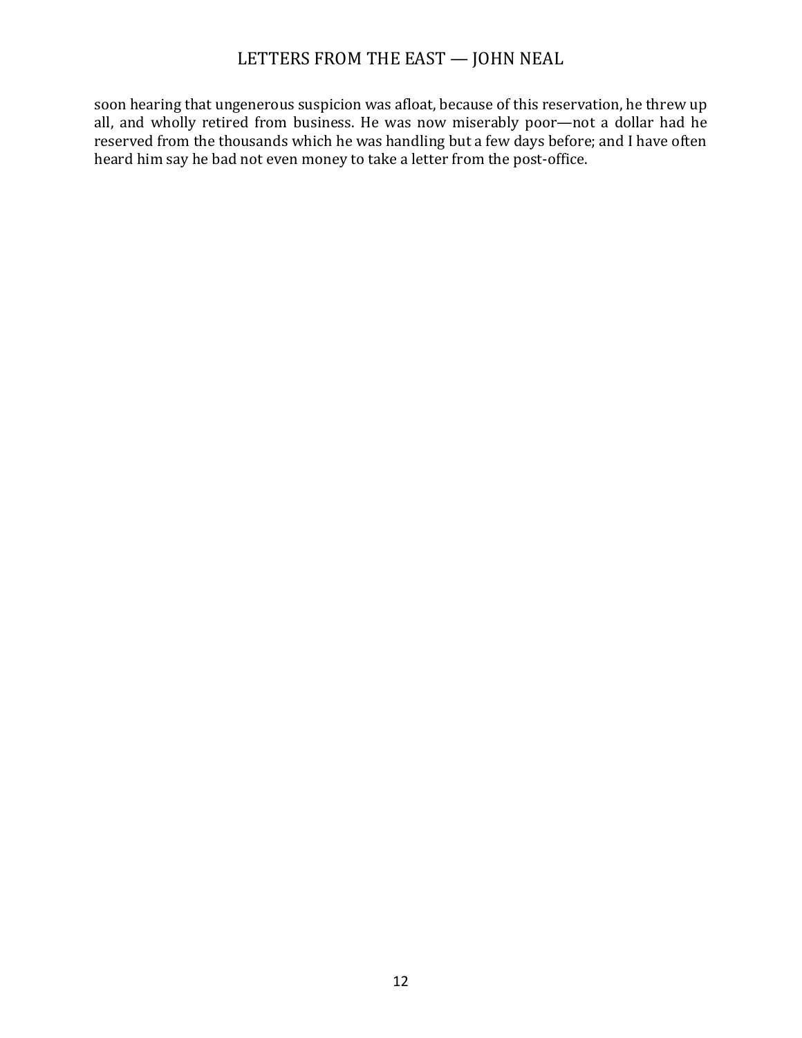soon hearing that ungenerous suspicion was afloat, because of this reservation, he threw up all, and wholly retired from business. He was now miserably poor—not a dollar had he reserved from the thousands which he was handling but a few days before; and I have often heard him say he bad not even money to take a letter from the post-office.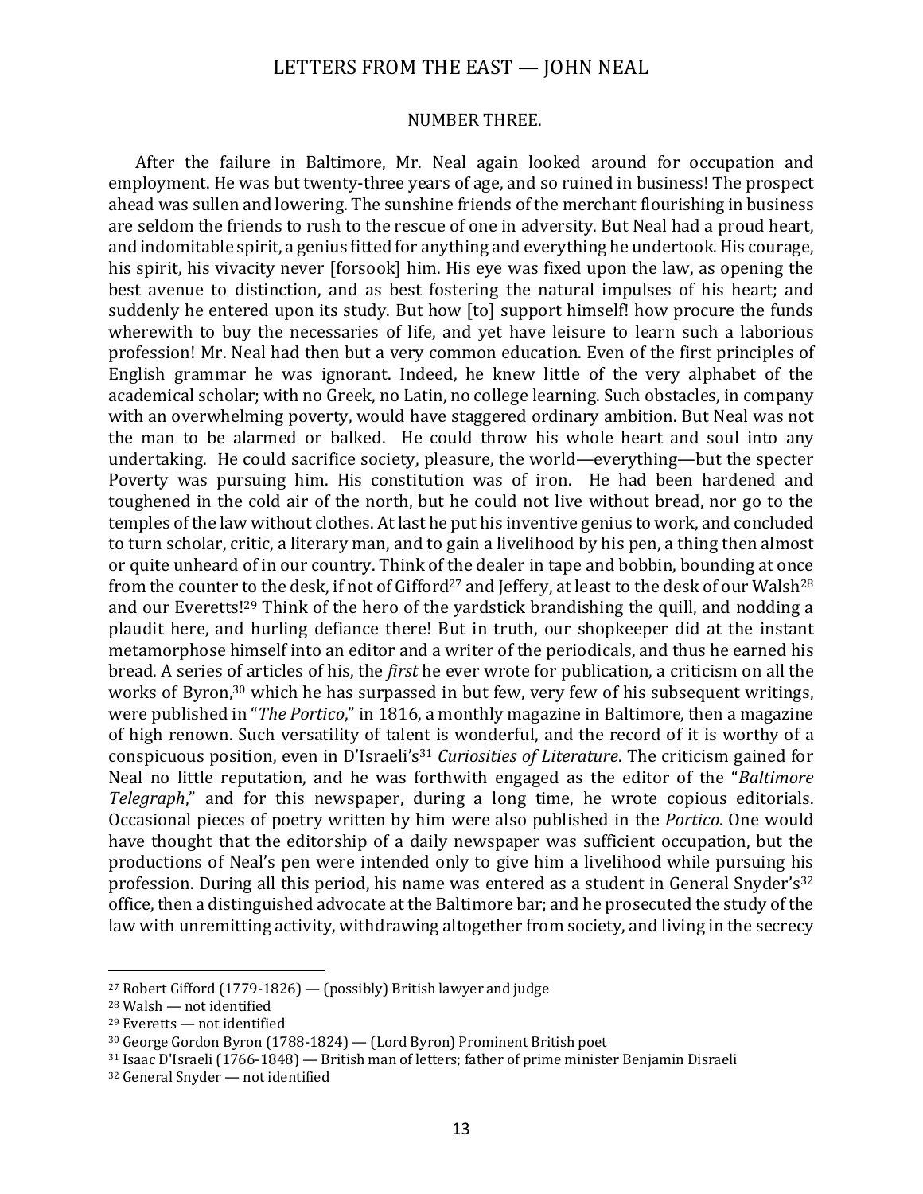NUMBER THREE.

After the failure in Baltimore, Mr. Neal again looked around for occupation and employment. He was but twenty-three years of age, and so ruined in business! The prospect ahead was sullen and lowering. The sunshine friends of the merchant flourishing in business are seldom the friends to rush to the rescue of one in adversity. But Neal had a proud heart, and indomitable spirit, a genius fitted for anything and everything he undertook. His courage, his spirit, his vivacity never [forsook] him. His eye was fixed upon the law, as opening the best avenue to distinction, and as best fostering the natural impulses of his heart; and suddenly he entered upon its study. But how [to] support himself! how procure the funds wherewith to buy the necessaries of life, and yet have leisure to learn such a laborious profession! Mr. Neal had then but a very common education. Even of the first principles of English grammar he was ignorant. Indeed, he knew little of the very alphabet of the academical scholar; with no Greek, no Latin, no college learning. Such obstacles, in company with an overwhelming poverty, would have staggered ordinary ambition. But Neal was not the man to be alarmed or balked. He could throw his whole heart and soul into any undertaking. He could sacrifice society, pleasure, the world—everything—but the specter Poverty was pursuing him. His constitution was of iron. He had been hardened and toughened in the cold air of the north, but he could not live without bread, nor go to the temples of the law without clothes. At last he put his inventive genius to work, and concluded to turn scholar, critic, a literary man, and to gain a livelihood by his pen, a thing then almost or quite unheard of in our country. Think of the dealer in tape and bobbin, bounding at once from the counter to the desk, if not of Gifford[27] and Jeffery, at least to the desk of our Walsh[28] and our Everetts![29] Think of the hero of the yardstick brandishing the quill, and nodding a plaudit here, and hurling defiance there! But in truth, our shopkeeper did at the instant metamorphose himself into an editor and a writer of the periodicals, and thus he earned his bread. A series of articles of his, the *first* he ever wrote for publication, a criticism on all the works of Byron,[30] which he has surpassed in but few, very few of his subsequent writings, were published in "*The Portico*," in 1816, a monthly magazine in Baltimore, then a magazine of high renown. Such versatility of talent is wonderful, and the record of it is worthy of a conspicuous position, even in D'Israeli's[31] *Curiosities of Literature*. The criticism gained for Neal no little reputation, and he was forthwith engaged as the editor of the "*Baltimore Telegraph*," and for this newspaper, during a long time, he wrote copious editorials. Occasional pieces of poetry written by him were also published in the *Portico*. One would have thought that the editorship of a daily newspaper was sufficient occupation, but the productions of Neal's pen were intended only to give him a livelihood while pursuing his profession. During all this period, his name was entered as a student in General Snyder's[32] office, then a distinguished advocate at the Baltimore bar; and he prosecuted the study of the law with unremitting activity, withdrawing altogether from society, and living in the secrecy

---

[27] Robert Gifford (1779-1826) — (possibly) British lawyer and judge

[28] Walsh — not identified

[29] Everetts — not identified

[30] George Gordon Byron (1788-1824) — (Lord Byron) Prominent British poet

[31] Isaac D'Israeli (1766-1848) — British man of letters; father of prime minister Benjamin Disraeli

[32] General Snyder — not identified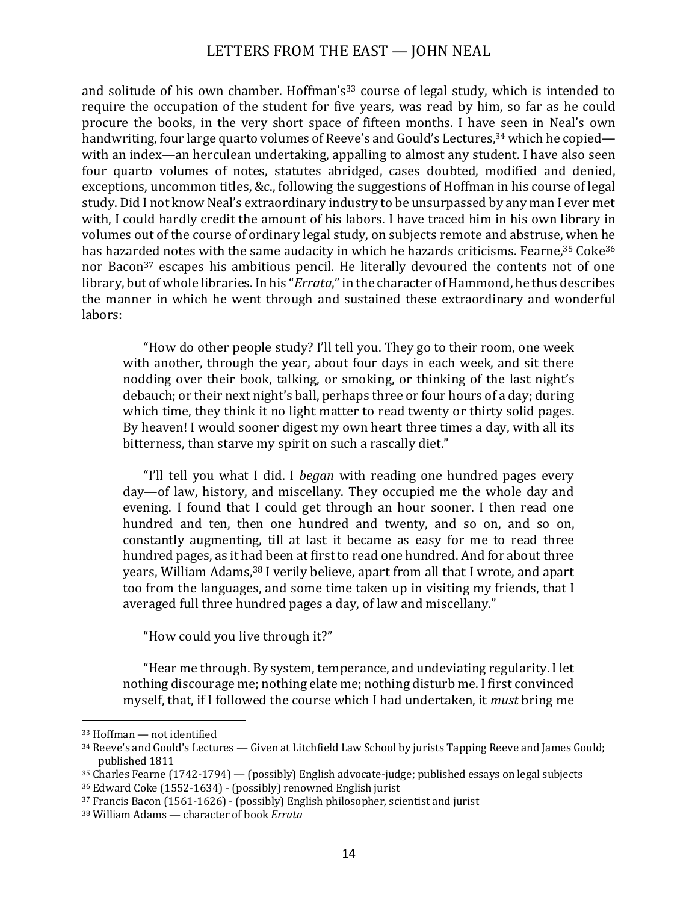and solitude of his own chamber. Hoffman's[33] course of legal study, which is intended to require the occupation of the student for five years, was read by him, so far as he could procure the books, in the very short space of fifteen months. I have seen in Neal's own handwriting, four large quarto volumes of Reeve's and Gould's Lectures,[34] which he copied—with an index—an herculean undertaking, appalling to almost any student. I have also seen four quarto volumes of notes, statutes abridged, cases doubted, modified and denied, exceptions, uncommon titles, &c., following the suggestions of Hoffman in his course of legal study. Did I not know Neal's extraordinary industry to be unsurpassed by any man I ever met with, I could hardly credit the amount of his labors. I have traced him in his own library in volumes out of the course of ordinary legal study, on subjects remote and abstruse, when he has hazarded notes with the same audacity in which he hazards criticisms. Fearne,[35] Coke[36] nor Bacon[37] escapes his ambitious pencil. He literally devoured the contents not of one library, but of whole libraries. In his "*Errata*," in the character of Hammond, he thus describes the manner in which he went through and sustained these extraordinary and wonderful labors:

> "How do other people study? I'll tell you. They go to their room, one week with another, through the year, about four days in each week, and sit there nodding over their book, talking, or smoking, or thinking of the last night's debauch; or their next night's ball, perhaps three or four hours of a day; during which time, they think it no light matter to read twenty or thirty solid pages. By heaven! I would sooner digest my own heart three times a day, with all its bitterness, than starve my spirit on such a rascally diet."
>
> "I'll tell you what I did. I *began* with reading one hundred pages every day—of law, history, and miscellany. They occupied me the whole day and evening. I found that I could get through an hour sooner. I then read one hundred and ten, then one hundred and twenty, and so on, and so on, constantly augmenting, till at last it became as easy for me to read three hundred pages, as it had been at first to read one hundred. And for about three years, William Adams,[38] I verily believe, apart from all that I wrote, and apart too from the languages, and some time taken up in visiting my friends, that I averaged full three hundred pages a day, of law and miscellany."
>
> "How could you live through it?"
>
> "Hear me through. By system, temperance, and undeviating regularity. I let nothing discourage me; nothing elate me; nothing disturb me. I first convinced myself, that, if I followed the course which I had undertaken, it *must* bring me

---

[33] Hoffman — not identified

[34] Reeve's and Gould's Lectures — Given at Litchfield Law School by jurists Tapping Reeve and James Gould; published 1811

[35] Charles Fearne (1742-1794) — (possibly) English advocate-judge; published essays on legal subjects

[36] Edward Coke (1552-1634) - (possibly) renowned English jurist

[37] Francis Bacon (1561-1626) - (possibly) English philosopher, scientist and jurist

[38] William Adams — character of book *Errata*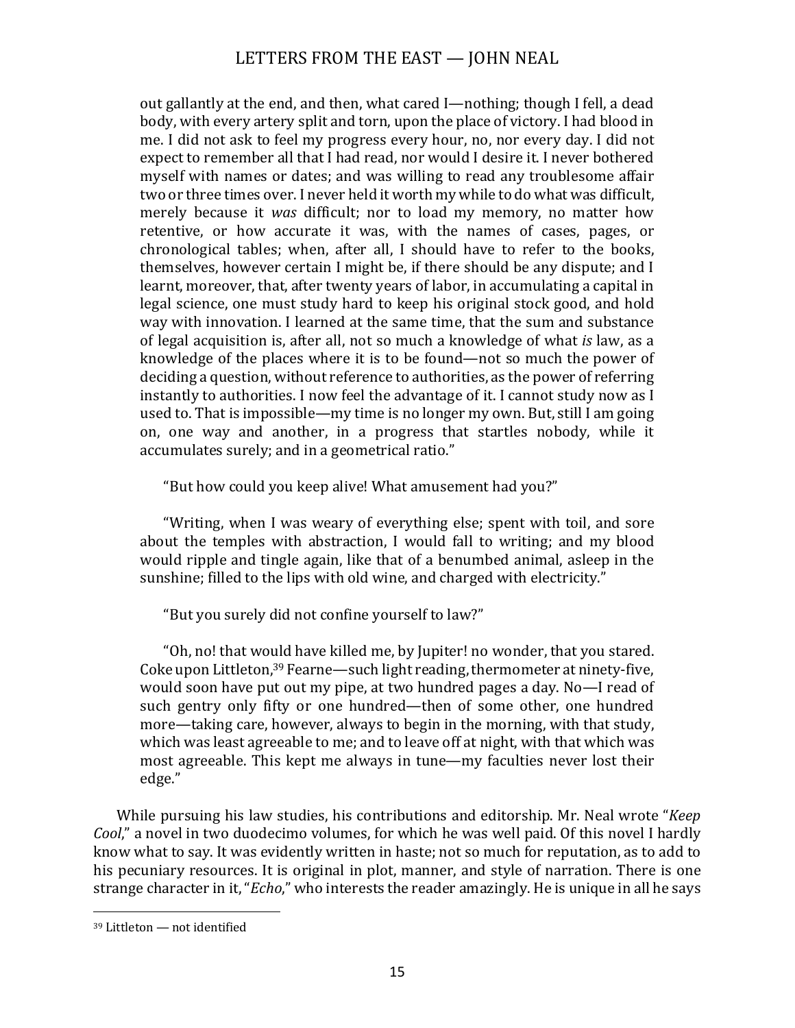out gallantly at the end, and then, what cared I—nothing; though I fell, a dead body, with every artery split and torn, upon the place of victory. I had blood in me. I did not ask to feel my progress every hour, no, nor every day. I did not expect to remember all that I had read, nor would I desire it. I never bothered myself with names or dates; and was willing to read any troublesome affair two or three times over. I never held it worth my while to do what was difficult, merely because it *was* difficult; nor to load my memory, no matter how retentive, or how accurate it was, with the names of cases, pages, or chronological tables; when, after all, I should have to refer to the books, themselves, however certain I might be, if there should be any dispute; and I learnt, moreover, that, after twenty years of labor, in accumulating a capital in legal science, one must study hard to keep his original stock good, and hold way with innovation. I learned at the same time, that the sum and substance of legal acquisition is, after all, not so much a knowledge of what *is* law, as a knowledge of the places where it is to be found—not so much the power of deciding a question, without reference to authorities, as the power of referring instantly to authorities. I now feel the advantage of it. I cannot study now as I used to. That is impossible—my time is no longer my own. But, still I am going on, one way and another, in a progress that startles nobody, while it accumulates surely; and in a geometrical ratio."

"But how could you keep alive! What amusement had you?"

"Writing, when I was weary of everything else; spent with toil, and sore about the temples with abstraction, I would fall to writing; and my blood would ripple and tingle again, like that of a benumbed animal, asleep in the sunshine; filled to the lips with old wine, and charged with electricity."

"But you surely did not confine yourself to law?"

"Oh, no! that would have killed me, by Jupiter! no wonder, that you stared. Coke upon Littleton,[39] Fearne—such light reading, thermometer at ninety-five, would soon have put out my pipe, at two hundred pages a day. No—I read of such gentry only fifty or one hundred—then of some other, one hundred more—taking care, however, always to begin in the morning, with that study, which was least agreeable to me; and to leave off at night, with that which was most agreeable. This kept me always in tune—my faculties never lost their edge."

While pursuing his law studies, his contributions and editorship. Mr. Neal wrote "*Keep Cool*," a novel in two duodecimo volumes, for which he was well paid. Of this novel I hardly know what to say. It was evidently written in haste; not so much for reputation, as to add to his pecuniary resources. It is original in plot, manner, and style of narration. There is one strange character in it, "*Echo*," who interests the reader amazingly. He is unique in all he says

---

[39] Littleton — not identified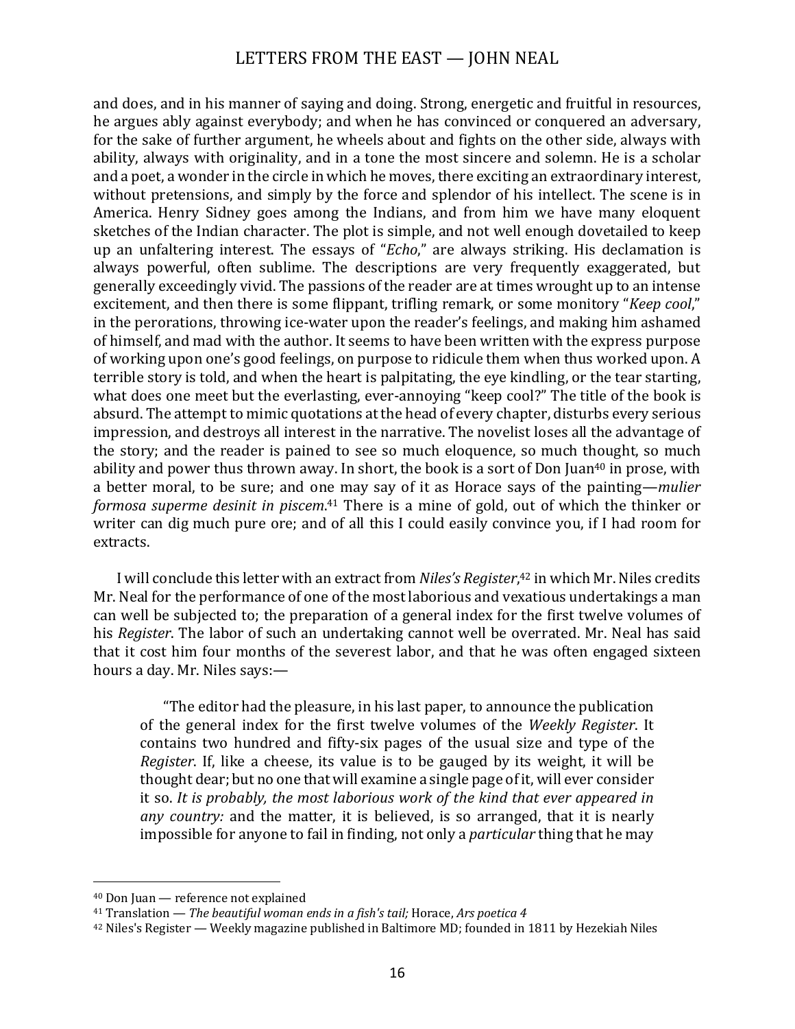and does, and in his manner of saying and doing. Strong, energetic and fruitful in resources, he argues ably against everybody; and when he has convinced or conquered an adversary, for the sake of further argument, he wheels about and fights on the other side, always with ability, always with originality, and in a tone the most sincere and solemn. He is a scholar and a poet, a wonder in the circle in which he moves, there exciting an extraordinary interest, without pretensions, and simply by the force and splendor of his intellect. The scene is in America. Henry Sidney goes among the Indians, and from him we have many eloquent sketches of the Indian character. The plot is simple, and not well enough dovetailed to keep up an unfaltering interest. The essays of "*Echo*," are always striking. His declamation is always powerful, often sublime. The descriptions are very frequently exaggerated, but generally exceedingly vivid. The passions of the reader are at times wrought up to an intense excitement, and then there is some flippant, trifling remark, or some monitory "*Keep cool*," in the perorations, throwing ice-water upon the reader's feelings, and making him ashamed of himself, and mad with the author. It seems to have been written with the express purpose of working upon one's good feelings, on purpose to ridicule them when thus worked upon. A terrible story is told, and when the heart is palpitating, the eye kindling, or the tear starting, what does one meet but the everlasting, ever-annoying "keep cool?" The title of the book is absurd. The attempt to mimic quotations at the head of every chapter, disturbs every serious impression, and destroys all interest in the narrative. The novelist loses all the advantage of the story; and the reader is pained to see so much eloquence, so much thought, so much ability and power thus thrown away. In short, the book is a sort of Don Juan[40] in prose, with a better moral, to be sure; and one may say of it as Horace says of the painting—*mulier formosa superme desinit in piscem*.[41] There is a mine of gold, out of which the thinker or writer can dig much pure ore; and of all this I could easily convince you, if I had room for extracts.

I will conclude this letter with an extract from *Niles's Register*,[42] in which Mr. Niles credits Mr. Neal for the performance of one of the most laborious and vexatious undertakings a man can well be subjected to; the preparation of a general index for the first twelve volumes of his *Register*. The labor of such an undertaking cannot well be overrated. Mr. Neal has said that it cost him four months of the severest labor, and that he was often engaged sixteen hours a day. Mr. Niles says:—

> "The editor had the pleasure, in his last paper, to announce the publication of the general index for the first twelve volumes of the *Weekly Register*. It contains two hundred and fifty-six pages of the usual size and type of the *Register*. If, like a cheese, its value is to be gauged by its weight, it will be thought dear; but no one that will examine a single page of it, will ever consider it so. *It is probably, the most laborious work of the kind that ever appeared in any country:* and the matter, it is believed, is so arranged, that it is nearly impossible for anyone to fail in finding, not only a *particular* thing that he may

---

[40] Don Juan — reference not explained

[41] Translation — *The beautiful woman ends in a fish's tail;* Horace, *Ars poetica 4*

[42] Niles's Register — Weekly magazine published in Baltimore MD; founded in 1811 by Hezekiah Niles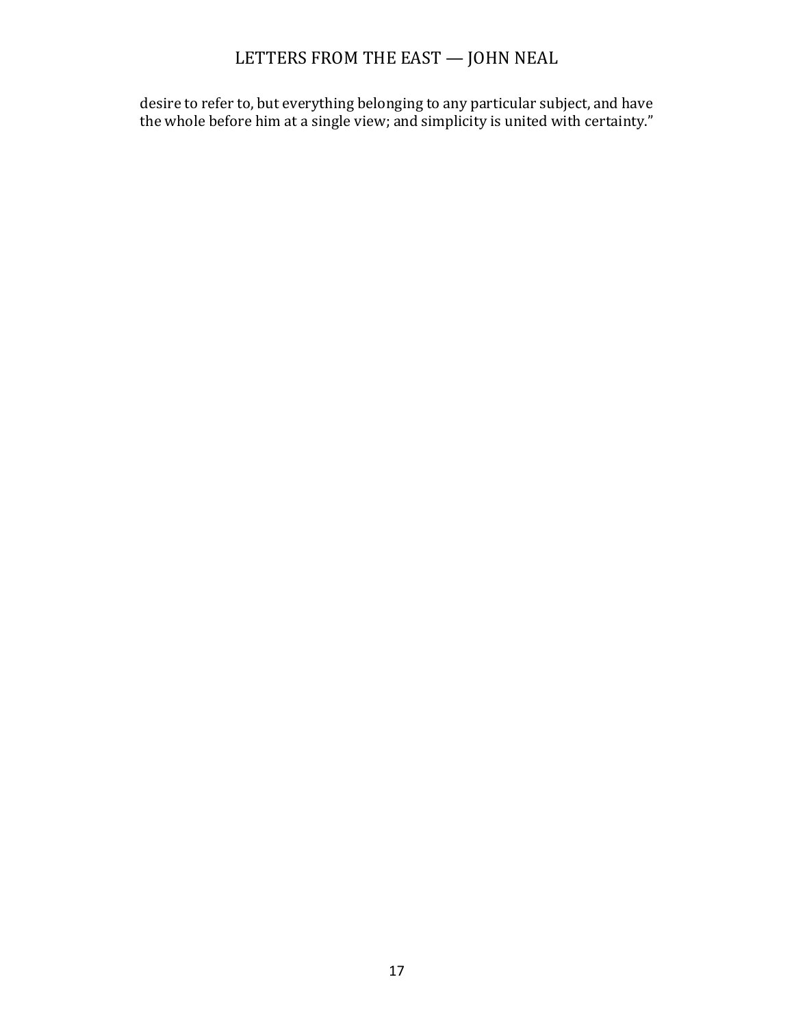desire to refer to, but everything belonging to any particular subject, and have the whole before him at a single view; and simplicity is united with certainty."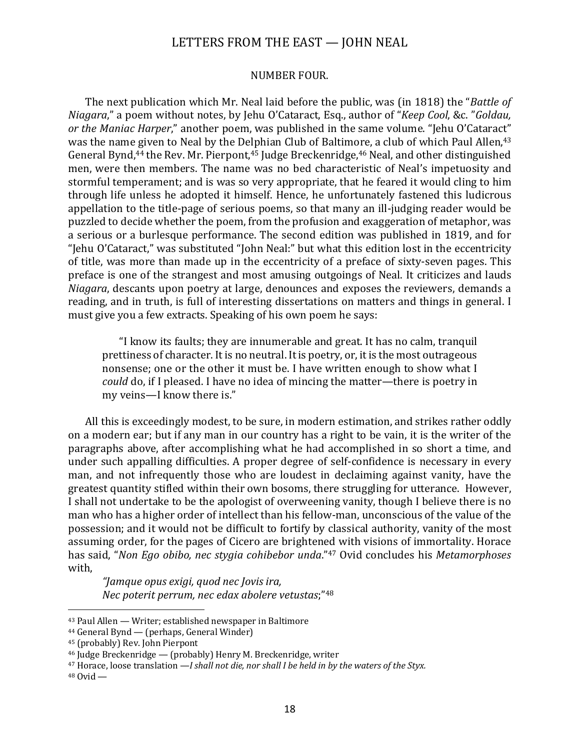## NUMBER FOUR.

The next publication which Mr. Neal laid before the public, was (in 1818) the "*Battle of Niagara*," a poem without notes, by Jehu O'Cataract, Esq., author of "*Keep Cool*, &c. "*Goldau, or the Maniac Harper*," another poem, was published in the same volume. "Jehu O'Cataract" was the name given to Neal by the Delphian Club of Baltimore, a club of which Paul Allen,[43] General Bynd,[44] the Rev. Mr. Pierpont,[45] Judge Breckenridge,[46] Neal, and other distinguished men, were then members. The name was no bed characteristic of Neal's impetuosity and stormful temperament; and is was so very appropriate, that he feared it would cling to him through life unless he adopted it himself. Hence, he unfortunately fastened this ludicrous appellation to the title-page of serious poems, so that many an ill-judging reader would be puzzled to decide whether the poem, from the profusion and exaggeration of metaphor, was a serious or a burlesque performance. The second edition was published in 1819, and for "Jehu O'Cataract," was substituted "John Neal:" but what this edition lost in the eccentricity of title, was more than made up in the eccentricity of a preface of sixty-seven pages. This preface is one of the strangest and most amusing outgoings of Neal. It criticizes and lauds *Niagara*, descants upon poetry at large, denounces and exposes the reviewers, demands a reading, and in truth, is full of interesting dissertations on matters and things in general. I must give you a few extracts. Speaking of his own poem he says:

> "I know its faults; they are innumerable and great. It has no calm, tranquil prettiness of character. It is no neutral. It is poetry, or, it is the most outrageous nonsense; one or the other it must be. I have written enough to show what I *could* do, if I pleased. I have no idea of mincing the matter—there is poetry in my veins—I know there is."

All this is exceedingly modest, to be sure, in modern estimation, and strikes rather oddly on a modern ear; but if any man in our country has a right to be vain, it is the writer of the paragraphs above, after accomplishing what he had accomplished in so short a time, and under such appalling difficulties. A proper degree of self-confidence is necessary in every man, and not infrequently those who are loudest in declaiming against vanity, have the greatest quantity stifled within their own bosoms, there struggling for utterance. However, I shall not undertake to be the apologist of overweening vanity, though I believe there is no man who has a higher order of intellect than his fellow-man, unconscious of the value of the possession; and it would not be difficult to fortify by classical authority, vanity of the most assuming order, for the pages of Cicero are brightened with visions of immortality. Horace has said, "*Non Ego obibo, nec stygia cohibebor unda*."[47] Ovid concludes his *Metamorphoses* with,

> *"Jamque opus exigi, quod nec Jovis ira,*
> *Nec poterit perrum, nec edax abolere vetustas*;"[48]

---

[43] Paul Allen — Writer; established newspaper in Baltimore

[44] General Bynd — (perhaps, General Winder)

[45] (probably) Rev. John Pierpont

[46] Judge Breckenridge — (probably) Henry M. Breckenridge, writer

[47] Horace, loose translation —*I shall not die, nor shall I be held in by the waters of the Styx.*

[48] Ovid —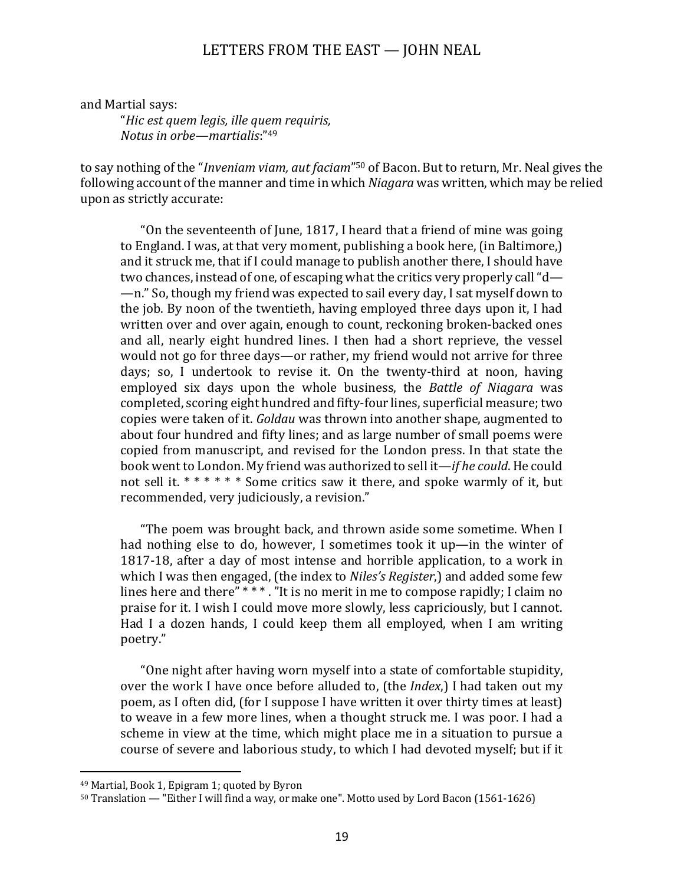and Martial says:

> "*Hic est quem legis, ille quem requiris,*
> *Notus in orbe—martialis*:"[49]

to say nothing of the "*Inveniam viam, aut faciam*"[50] of Bacon. But to return, Mr. Neal gives the following account of the manner and time in which *Niagara* was written, which may be relied upon as strictly accurate:

> "On the seventeenth of June, 1817, I heard that a friend of mine was going to England. I was, at that very moment, publishing a book here, (in Baltimore,) and it struck me, that if I could manage to publish another there, I should have two chances, instead of one, of escaping what the critics very properly call "d——n." So, though my friend was expected to sail every day, I sat myself down to the job. By noon of the twentieth, having employed three days upon it, I had written over and over again, enough to count, reckoning broken-backed ones and all, nearly eight hundred lines. I then had a short reprieve, the vessel would not go for three days—or rather, my friend would not arrive for three days; so, I undertook to revise it. On the twenty-third at noon, having employed six days upon the whole business, the *Battle of Niagara* was completed, scoring eight hundred and fifty-four lines, superficial measure; two copies were taken of it. *Goldau* was thrown into another shape, augmented to about four hundred and fifty lines; and as large number of small poems were copied from manuscript, and revised for the London press. In that state the book went to London. My friend was authorized to sell it—*if he could*. He could not sell it. * * * * * * Some critics saw it there, and spoke warmly of it, but recommended, very judiciously, a revision."
>
> "The poem was brought back, and thrown aside some sometime. When I had nothing else to do, however, I sometimes took it up—in the winter of 1817-18, after a day of most intense and horrible application, to a work in which I was then engaged, (the index to *Niles's Register*,) and added some few lines here and there" * * * . "It is no merit in me to compose rapidly; I claim no praise for it. I wish I could move more slowly, less capriciously, but I cannot. Had I a dozen hands, I could keep them all employed, when I am writing poetry."
>
> "One night after having worn myself into a state of comfortable stupidity, over the work I have once before alluded to, (the *Index*,) I had taken out my poem, as I often did, (for I suppose I have written it over thirty times at least) to weave in a few more lines, when a thought struck me. I was poor. I had a scheme in view at the time, which might place me in a situation to pursue a course of severe and laborious study, to which I had devoted myself; but if it

---

[49] Martial, Book 1, Epigram 1; quoted by Byron

[50] Translation — "Either I will find a way, or make one". Motto used by Lord Bacon (1561-1626)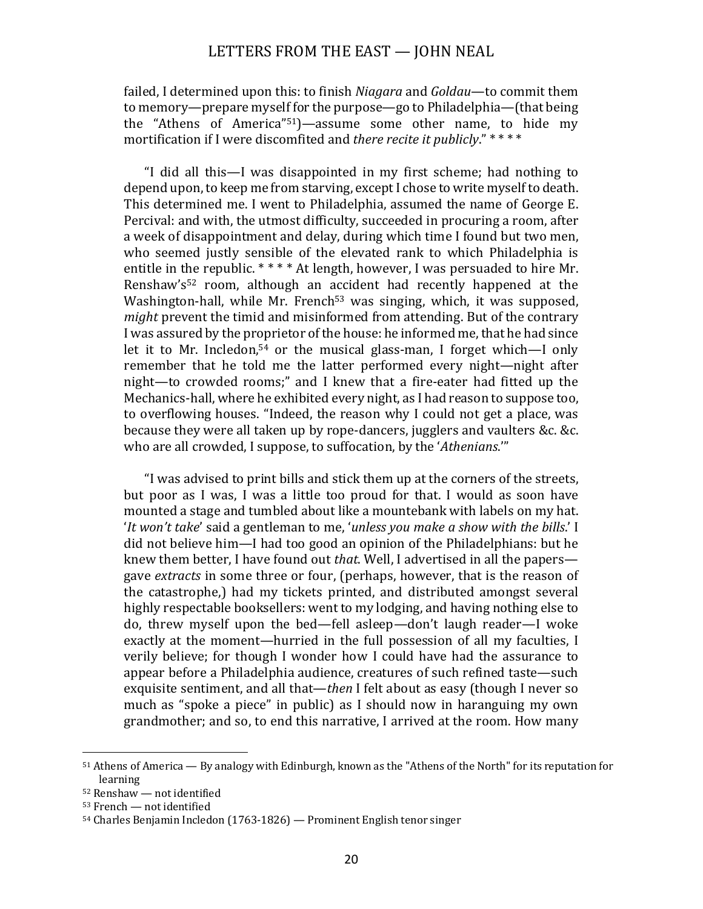failed, I determined upon this: to finish *Niagara* and *Goldau*—to commit them to memory—prepare myself for the purpose—go to Philadelphia—(that being the "Athens of America"[51])—assume some other name, to hide my mortification if I were discomfited and *there recite it publicly*." * * * *

"I did all this—I was disappointed in my first scheme; had nothing to depend upon, to keep me from starving, except I chose to write myself to death. This determined me. I went to Philadelphia, assumed the name of George E. Percival: and with, the utmost difficulty, succeeded in procuring a room, after a week of disappointment and delay, during which time I found but two men, who seemed justly sensible of the elevated rank to which Philadelphia is entitle in the republic. * * * * At length, however, I was persuaded to hire Mr. Renshaw's[52] room, although an accident had recently happened at the Washington-hall, while Mr. French[53] was singing, which, it was supposed, *might* prevent the timid and misinformed from attending. But of the contrary I was assured by the proprietor of the house: he informed me, that he had since let it to Mr. Incledon,[54] or the musical glass-man, I forget which—I only remember that he told me the latter performed every night—night after night—to crowded rooms;" and I knew that a fire-eater had fitted up the Mechanics-hall, where he exhibited every night, as I had reason to suppose too, to overflowing houses. "Indeed, the reason why I could not get a place, was because they were all taken up by rope-dancers, jugglers and vaulters &c. &c. who are all crowded, I suppose, to suffocation, by the '*Athenians*.'"

"I was advised to print bills and stick them up at the corners of the streets, but poor as I was, I was a little too proud for that. I would as soon have mounted a stage and tumbled about like a mountebank with labels on my hat. '*It won't take*' said a gentleman to me, '*unless you make a show with the bills*.' I did not believe him—I had too good an opinion of the Philadelphians: but he knew them better, I have found out *that*. Well, I advertised in all the papers—gave *extracts* in some three or four, (perhaps, however, that is the reason of the catastrophe,) had my tickets printed, and distributed amongst several highly respectable booksellers: went to my lodging, and having nothing else to do, threw myself upon the bed—fell asleep—don't laugh reader—I woke exactly at the moment—hurried in the full possession of all my faculties, I verily believe; for though I wonder how I could have had the assurance to appear before a Philadelphia audience, creatures of such refined taste—such exquisite sentiment, and all that—*then* I felt about as easy (though I never so much as "spoke a piece" in public) as I should now in haranguing my own grandmother; and so, to end this narrative, I arrived at the room. How many

---

[51] Athens of America — By analogy with Edinburgh, known as the "Athens of the North" for its reputation for learning

[52] Renshaw — not identified

[53] French — not identified

[54] Charles Benjamin Incledon (1763-1826) — Prominent English tenor singer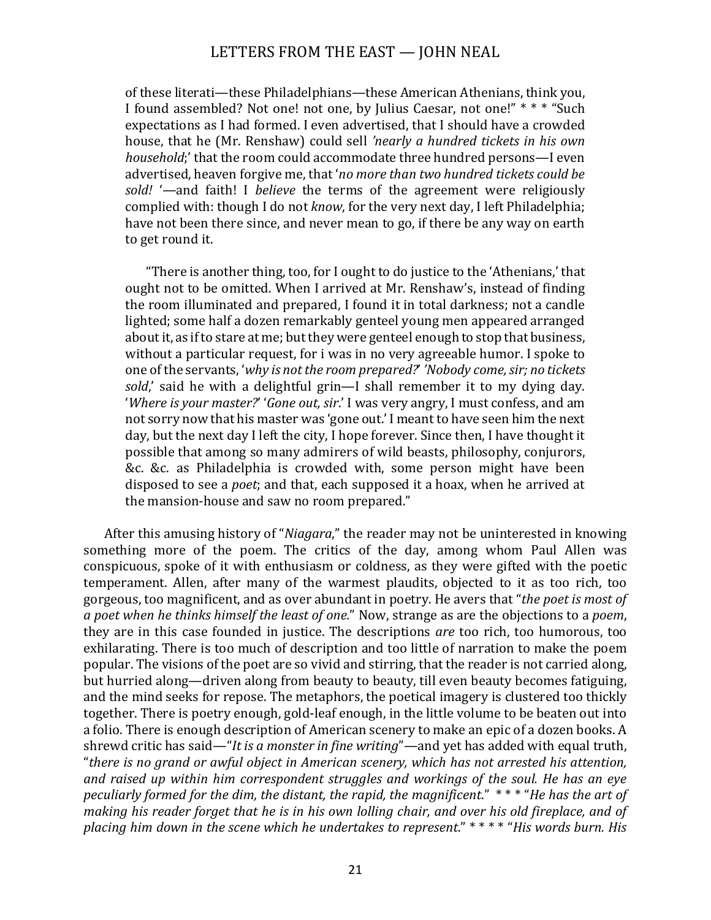> of these literati—these Philadelphians—these American Athenians, think you, I found assembled? Not one! not one, by Julius Caesar, not one!" * * * "Such expectations as I had formed. I even advertised, that I should have a crowded house, that he (Mr. Renshaw) could sell *'nearly a hundred tickets in his own household*;' that the room could accommodate three hundred persons—I even advertised, heaven forgive me, that '*no more than two hundred tickets could be sold!* '—and faith! I *believe* the terms of the agreement were religiously complied with: though I do not *know*, for the very next day, I left Philadelphia; have not been there since, and never mean to go, if there be any way on earth to get round it.
>
> "There is another thing, too, for I ought to do justice to the 'Athenians,' that ought not to be omitted. When I arrived at Mr. Renshaw's, instead of finding the room illuminated and prepared, I found it in total darkness; not a candle lighted; some half a dozen remarkably genteel young men appeared arranged about it, as if to stare at me; but they were genteel enough to stop that business, without a particular request, for i was in no very agreeable humor. I spoke to one of the servants, '*why is not the room prepared?*' '*Nobody come, sir; no tickets sold*,' said he with a delightful grin—I shall remember it to my dying day. '*Where is your master?*' '*Gone out, sir*.' I was very angry, I must confess, and am not sorry now that his master was 'gone out.' I meant to have seen him the next day, but the next day I left the city, I hope forever. Since then, I have thought it possible that among so many admirers of wild beasts, philosophy, conjurors, &c. &c. as Philadelphia is crowded with, some person might have been disposed to see a *poet*; and that, each supposed it a hoax, when he arrived at the mansion-house and saw no room prepared."

After this amusing history of "*Niagara*," the reader may not be uninterested in knowing something more of the poem. The critics of the day, among whom Paul Allen was conspicuous, spoke of it with enthusiasm or coldness, as they were gifted with the poetic temperament. Allen, after many of the warmest plaudits, objected to it as too rich, too gorgeous, too magnificent, and as over abundant in poetry. He avers that "*the poet is most of a poet when he thinks himself the least of one.*" Now, strange as are the objections to a *poem*, they are in this case founded in justice. The descriptions *are* too rich, too humorous, too exhilarating. There is too much of description and too little of narration to make the poem popular. The visions of the poet are so vivid and stirring, that the reader is not carried along, but hurried along—driven along from beauty to beauty, till even beauty becomes fatiguing, and the mind seeks for repose. The metaphors, the poetical imagery is clustered too thickly together. There is poetry enough, gold-leaf enough, in the little volume to be beaten out into a folio. There is enough description of American scenery to make an epic of a dozen books. A shrewd critic has said—"*It is a monster in fine writing*"—and yet has added with equal truth, "*there is no grand or awful object in American scenery, which has not arrested his attention, and raised up within him correspondent struggles and workings of the soul. He has an eye peculiarly formed for the dim, the distant, the rapid, the magnificent*." * * * "*He has the art of making his reader forget that he is in his own lolling chair, and over his old fireplace, and of placing him down in the scene which he undertakes to represent*." * * * * "*His words burn. His*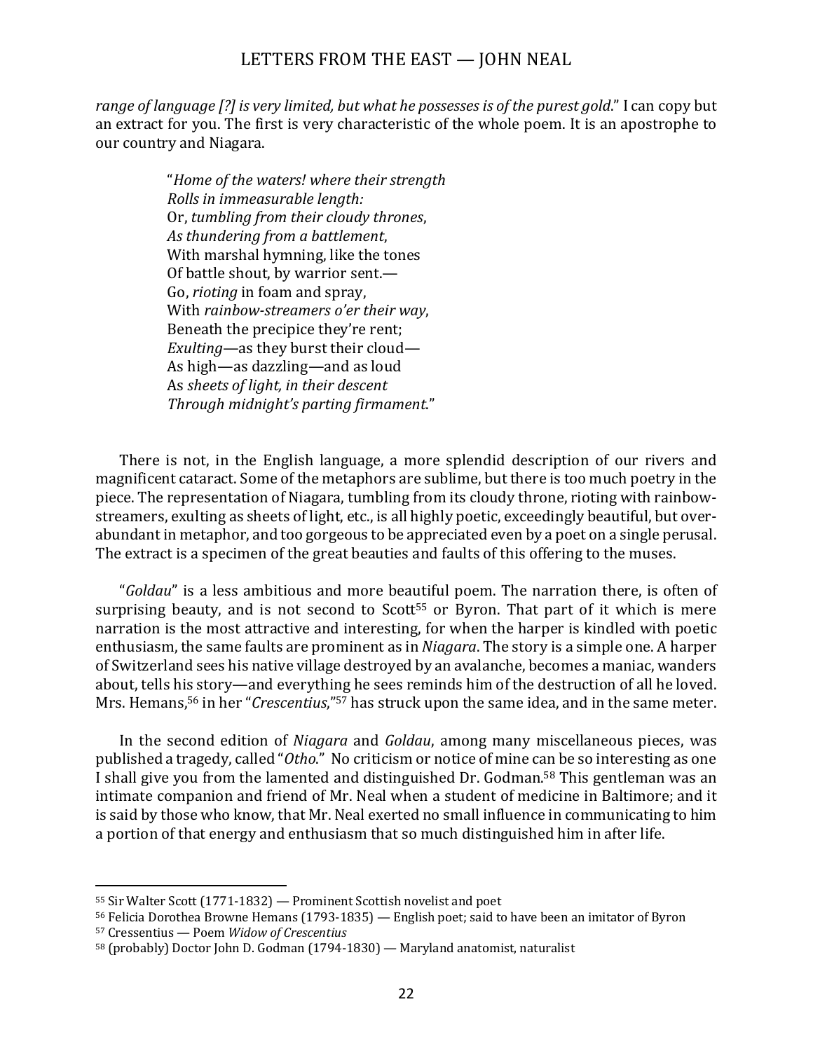*range of language [?] is very limited, but what he possesses is of the purest gold*." I can copy but an extract for you. The first is very characteristic of the whole poem. It is an apostrophe to our country and Niagara.

> "*Home of the waters! where their strength*
> *Rolls in immeasurable length:*
> Or, *tumbling from their cloudy thrones*,
> *As thundering from a battlement*,
> With marshal hymning, like the tones
> Of battle shout, by warrior sent.—
> Go, *rioting* in foam and spray,
> With *rainbow-streamers o'er their way*,
> Beneath the precipice they're rent;
> *Exulting*—as they burst their cloud—
> As high—as dazzling—and as loud
> As *sheets of light, in their descent*
> *Through midnight's parting firmament*."

There is not, in the English language, a more splendid description of our rivers and magnificent cataract. Some of the metaphors are sublime, but there is too much poetry in the piece. The representation of Niagara, tumbling from its cloudy throne, rioting with rainbow-streamers, exulting as sheets of light, etc., is all highly poetic, exceedingly beautiful, but over-abundant in metaphor, and too gorgeous to be appreciated even by a poet on a single perusal. The extract is a specimen of the great beauties and faults of this offering to the muses.

"*Goldau*" is a less ambitious and more beautiful poem. The narration there, is often of surprising beauty, and is not second to Scott[55] or Byron. That part of it which is mere narration is the most attractive and interesting, for when the harper is kindled with poetic enthusiasm, the same faults are prominent as in *Niagara*. The story is a simple one. A harper of Switzerland sees his native village destroyed by an avalanche, becomes a maniac, wanders about, tells his story—and everything he sees reminds him of the destruction of all he loved. Mrs. Hemans,[56] in her "*Crescentius*,"[57] has struck upon the same idea, and in the same meter.

In the second edition of *Niagara* and *Goldau*, among many miscellaneous pieces, was published a tragedy, called "*Otho*." No criticism or notice of mine can be so interesting as one I shall give you from the lamented and distinguished Dr. Godman.[58] This gentleman was an intimate companion and friend of Mr. Neal when a student of medicine in Baltimore; and it is said by those who know, that Mr. Neal exerted no small influence in communicating to him a portion of that energy and enthusiasm that so much distinguished him in after life.

---

[55] Sir Walter Scott (1771-1832) — Prominent Scottish novelist and poet

[56] Felicia Dorothea Browne Hemans (1793-1835) — English poet; said to have been an imitator of Byron

[57] Cressentius — Poem *Widow of Crescentius*

[58] (probably) Doctor John D. Godman (1794-1830) — Maryland anatomist, naturalist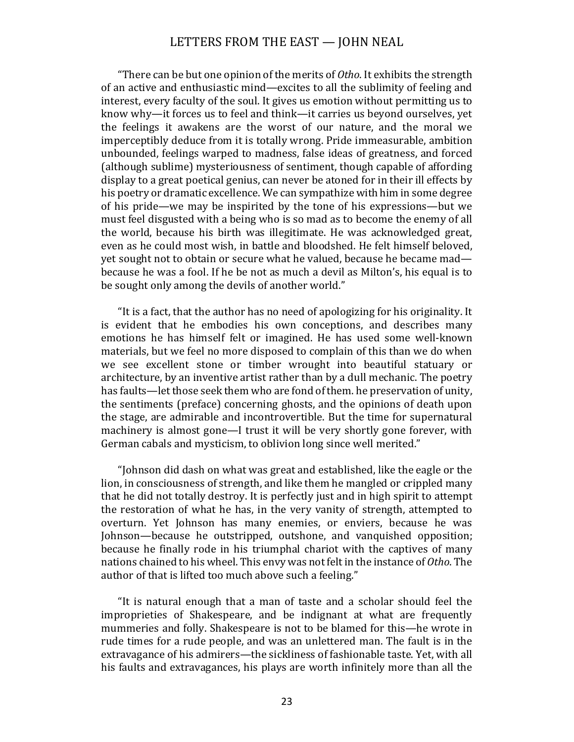“There can be but one opinion of the merits of *Otho*. It exhibits the strength of an active and enthusiastic mind—excites to all the sublimity of feeling and interest, every faculty of the soul. It gives us emotion without permitting us to know why—it forces us to feel and think—it carries us beyond ourselves, yet the feelings it awakens are the worst of our nature, and the moral we imperceptibly deduce from it is totally wrong. Pride immeasurable, ambition unbounded, feelings warped to madness, false ideas of greatness, and forced (although sublime) mysteriousness of sentiment, though capable of affording display to a great poetical genius, can never be atoned for in their ill effects by his poetry or dramatic excellence. We can sympathize with him in some degree of his pride—we may be inspirited by the tone of his expressions—but we must feel disgusted with a being who is so mad as to become the enemy of all the world, because his birth was illegitimate. He was acknowledged great, even as he could most wish, in battle and bloodshed. He felt himself beloved, yet sought not to obtain or secure what he valued, because he became mad—because he was a fool. If he be not as much a devil as Milton’s, his equal is to be sought only among the devils of another world.”

“It is a fact, that the author has no need of apologizing for his originality. It is evident that he embodies his own conceptions, and describes many emotions he has himself felt or imagined. He has used some well-known materials, but we feel no more disposed to complain of this than we do when we see excellent stone or timber wrought into beautiful statuary or architecture, by an inventive artist rather than by a dull mechanic. The poetry has faults—let those seek them who are fond of them. he preservation of unity, the sentiments (preface) concerning ghosts, and the opinions of death upon the stage, are admirable and incontrovertible. But the time for supernatural machinery is almost gone—I trust it will be very shortly gone forever, with German cabals and mysticism, to oblivion long since well merited.”

“Johnson did dash on what was great and established, like the eagle or the lion, in consciousness of strength, and like them he mangled or crippled many that he did not totally destroy. It is perfectly just and in high spirit to attempt the restoration of what he has, in the very vanity of strength, attempted to overturn. Yet Johnson has many enemies, or enviers, because he was Johnson—because he outstripped, outshone, and vanquished opposition; because he finally rode in his triumphal chariot with the captives of many nations chained to his wheel. This envy was not felt in the instance of *Otho*. The author of that is lifted too much above such a feeling.”

“It is natural enough that a man of taste and a scholar should feel the improprieties of Shakespeare, and be indignant at what are frequently mummeries and folly. Shakespeare is not to be blamed for this—he wrote in rude times for a rude people, and was an unlettered man. The fault is in the extravagance of his admirers—the sickliness of fashionable taste. Yet, with all his faults and extravagances, his plays are worth infinitely more than all the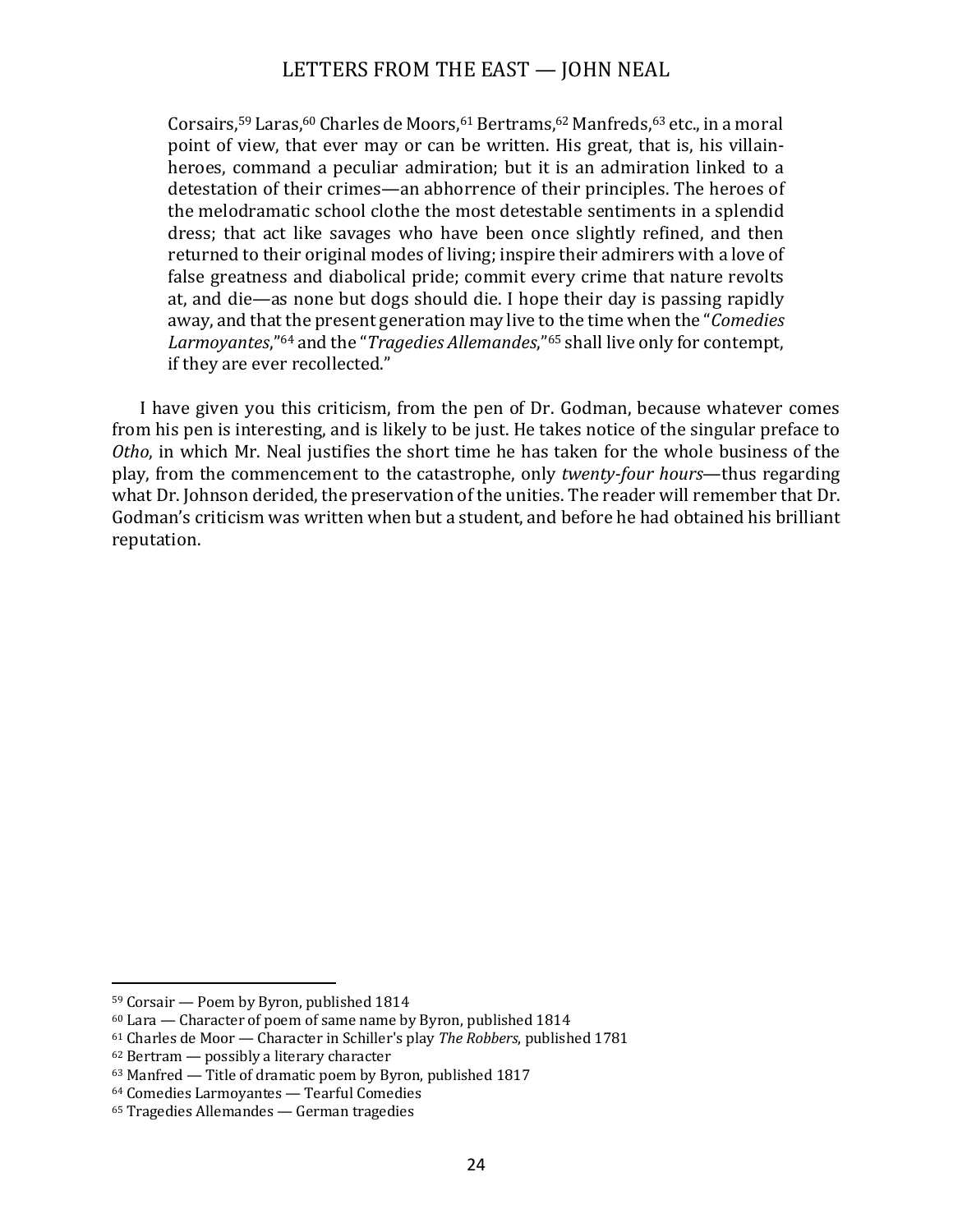> Corsairs,[59] Laras,[60] Charles de Moors,[61] Bertrams,[62] Manfreds,[63] etc., in a moral point of view, that ever may or can be written. His great, that is, his villain-heroes, command a peculiar admiration; but it is an admiration linked to a detestation of their crimes—an abhorrence of their principles. The heroes of the melodramatic school clothe the most detestable sentiments in a splendid dress; that act like savages who have been once slightly refined, and then returned to their original modes of living; inspire their admirers with a love of false greatness and diabolical pride; commit every crime that nature revolts at, and die—as none but dogs should die. I hope their day is passing rapidly away, and that the present generation may live to the time when the "*Comedies Larmoyantes*,"[64] and the "*Tragedies Allemandes*,"[65] shall live only for contempt, if they are ever recollected."

I have given you this criticism, from the pen of Dr. Godman, because whatever comes from his pen is interesting, and is likely to be just. He takes notice of the singular preface to *Otho*, in which Mr. Neal justifies the short time he has taken for the whole business of the play, from the commencement to the catastrophe, only *twenty-four hours*—thus regarding what Dr. Johnson derided, the preservation of the unities. The reader will remember that Dr. Godman's criticism was written when but a student, and before he had obtained his brilliant reputation.

---

[59] Corsair — Poem by Byron, published 1814

[60] Lara — Character of poem of same name by Byron, published 1814

[61] Charles de Moor — Character in Schiller's play *The Robbers*, published 1781

[62] Bertram — possibly a literary character

[63] Manfred — Title of dramatic poem by Byron, published 1817

[64] Comedies Larmoyantes — Tearful Comedies

[65] Tragedies Allemandes — German tragedies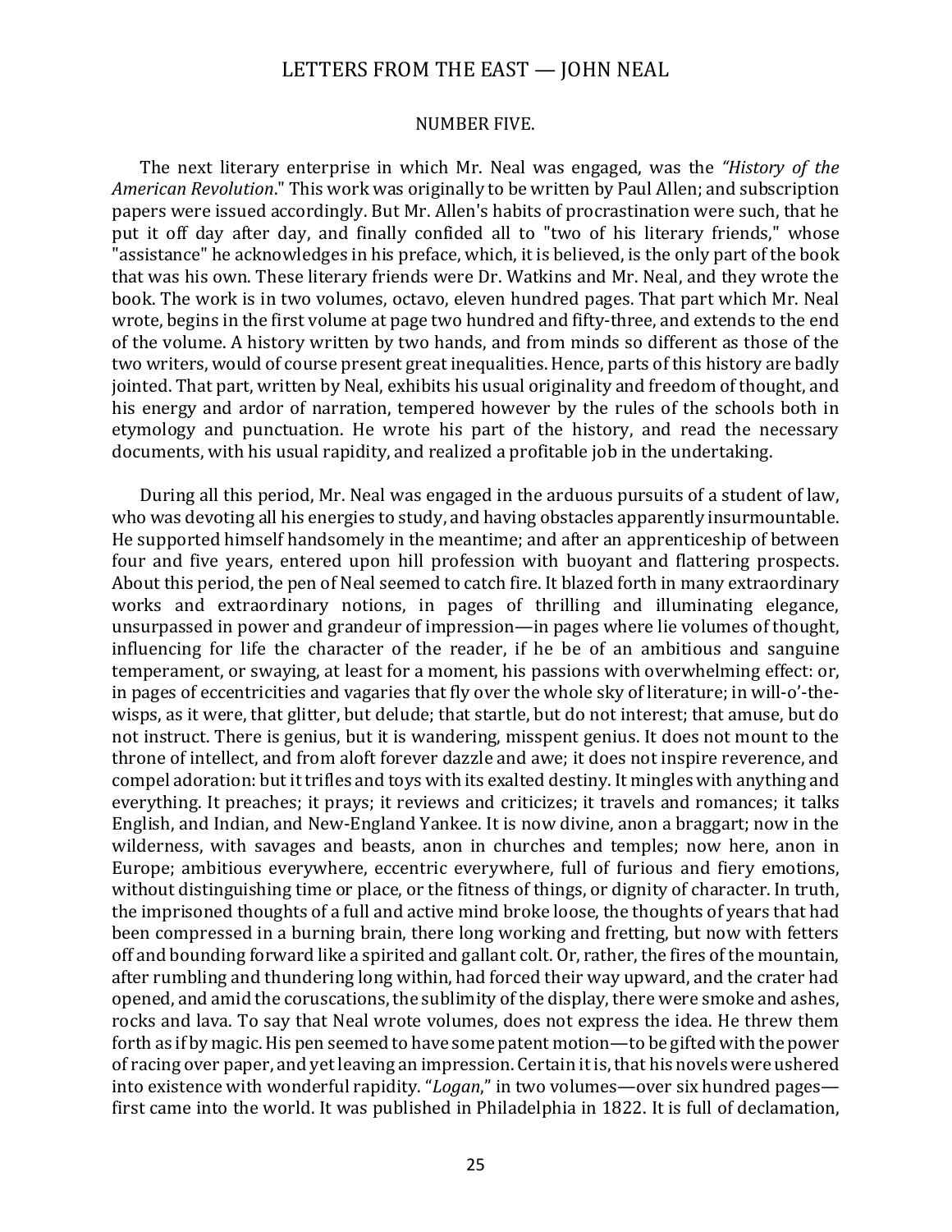NUMBER FIVE.

The next literary enterprise in which Mr. Neal was engaged, was the *"History of the American Revolution*." This work was originally to be written by Paul Allen; and subscription papers were issued accordingly. But Mr. Allen's habits of procrastination were such, that he put it off day after day, and finally confided all to "two of his literary friends," whose "assistance" he acknowledges in his preface, which, it is believed, is the only part of the book that was his own. These literary friends were Dr. Watkins and Mr. Neal, and they wrote the book. The work is in two volumes, octavo, eleven hundred pages. That part which Mr. Neal wrote, begins in the first volume at page two hundred and fifty-three, and extends to the end of the volume. A history written by two hands, and from minds so different as those of the two writers, would of course present great inequalities. Hence, parts of this history are badly jointed. That part, written by Neal, exhibits his usual originality and freedom of thought, and his energy and ardor of narration, tempered however by the rules of the schools both in etymology and punctuation. He wrote his part of the history, and read the necessary documents, with his usual rapidity, and realized a profitable job in the undertaking.

During all this period, Mr. Neal was engaged in the arduous pursuits of a student of law, who was devoting all his energies to study, and having obstacles apparently insurmountable. He supported himself handsomely in the meantime; and after an apprenticeship of between four and five years, entered upon hill profession with buoyant and flattering prospects. About this period, the pen of Neal seemed to catch fire. It blazed forth in many extraordinary works and extraordinary notions, in pages of thrilling and illuminating elegance, unsurpassed in power and grandeur of impression—in pages where lie volumes of thought, influencing for life the character of the reader, if he be of an ambitious and sanguine temperament, or swaying, at least for a moment, his passions with overwhelming effect: or, in pages of eccentricities and vagaries that fly over the whole sky of literature; in will-o'-the-wisps, as it were, that glitter, but delude; that startle, but do not interest; that amuse, but do not instruct. There is genius, but it is wandering, misspent genius. It does not mount to the throne of intellect, and from aloft forever dazzle and awe; it does not inspire reverence, and compel adoration: but it trifles and toys with its exalted destiny. It mingles with anything and everything. It preaches; it prays; it reviews and criticizes; it travels and romances; it talks English, and Indian, and New-England Yankee. It is now divine, anon a braggart; now in the wilderness, with savages and beasts, anon in churches and temples; now here, anon in Europe; ambitious everywhere, eccentric everywhere, full of furious and fiery emotions, without distinguishing time or place, or the fitness of things, or dignity of character. In truth, the imprisoned thoughts of a full and active mind broke loose, the thoughts of years that had been compressed in a burning brain, there long working and fretting, but now with fetters off and bounding forward like a spirited and gallant colt. Or, rather, the fires of the mountain, after rumbling and thundering long within, had forced their way upward, and the crater had opened, and amid the coruscations, the sublimity of the display, there were smoke and ashes, rocks and lava. To say that Neal wrote volumes, does not express the idea. He threw them forth as if by magic. His pen seemed to have some patent motion—to be gifted with the power of racing over paper, and yet leaving an impression. Certain it is, that his novels were ushered into existence with wonderful rapidity. "*Logan*," in two volumes—over six hundred pages—first came into the world. It was published in Philadelphia in 1822. It is full of declamation,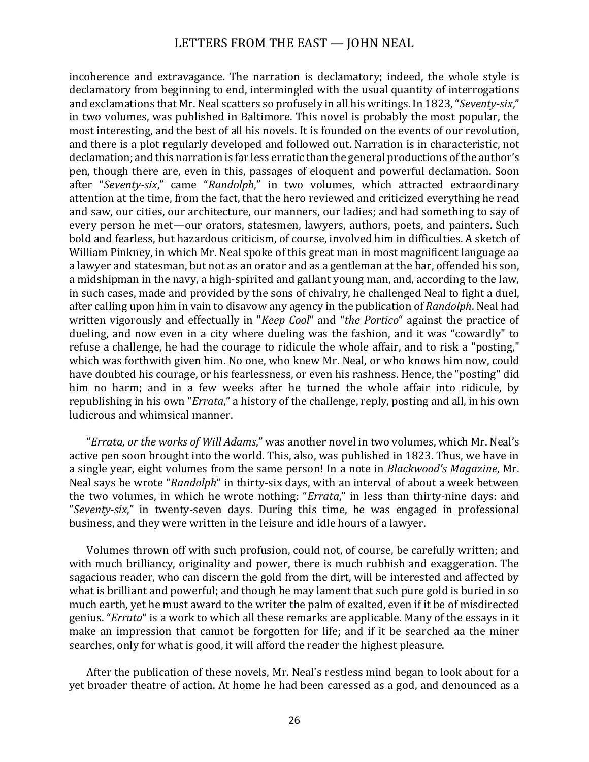incoherence and extravagance. The narration is declamatory; indeed, the whole style is declamatory from beginning to end, intermingled with the usual quantity of interrogations and exclamations that Mr. Neal scatters so profusely in all his writings. In 1823, "*Seventy-six*," in two volumes, was published in Baltimore. This novel is probably the most popular, the most interesting, and the best of all his novels. It is founded on the events of our revolution, and there is a plot regularly developed and followed out. Narration is in characteristic, not declamation; and this narration is far less erratic than the general productions of the author's pen, though there are, even in this, passages of eloquent and powerful declamation. Soon after "*Seventy-six*," came "*Randolph*," in two volumes, which attracted extraordinary attention at the time, from the fact, that the hero reviewed and criticized everything he read and saw, our cities, our architecture, our manners, our ladies; and had something to say of every person he met—our orators, statesmen, lawyers, authors, poets, and painters. Such bold and fearless, but hazardous criticism, of course, involved him in difficulties. A sketch of William Pinkney, in which Mr. Neal spoke of this great man in most magnificent language aa a lawyer and statesman, but not as an orator and as a gentleman at the bar, offended his son, a midshipman in the navy, a high-spirited and gallant young man, and, according to the law, in such cases, made and provided by the sons of chivalry, he challenged Neal to fight a duel, after calling upon him in vain to disavow any agency in the publication of *Randolph*. Neal had written vigorously and effectually in "*Keep Cool*" and "*the Portico*" against the practice of dueling, and now even in a city where dueling was the fashion, and it was "cowardly" to refuse a challenge, he had the courage to ridicule the whole affair, and to risk a "posting," which was forthwith given him. No one, who knew Mr. Neal, or who knows him now, could have doubted his courage, or his fearlessness, or even his rashness. Hence, the "posting" did him no harm; and in a few weeks after he turned the whole affair into ridicule, by republishing in his own "*Errata*," a history of the challenge, reply, posting and all, in his own ludicrous and whimsical manner.

"*Errata, or the works of Will Adams*," was another novel in two volumes, which Mr. Neal's active pen soon brought into the world. This, also, was published in 1823. Thus, we have in a single year, eight volumes from the same person! In a note in *Blackwood's Magazine*, Mr. Neal says he wrote "*Randolph*" in thirty-six days, with an interval of about a week between the two volumes, in which he wrote nothing: "*Errata*," in less than thirty-nine days: and "*Seventy-six*," in twenty-seven days. During this time, he was engaged in professional business, and they were written in the leisure and idle hours of a lawyer.

Volumes thrown off with such profusion, could not, of course, be carefully written; and with much brilliancy, originality and power, there is much rubbish and exaggeration. The sagacious reader, who can discern the gold from the dirt, will be interested and affected by what is brilliant and powerful; and though he may lament that such pure gold is buried in so much earth, yet he must award to the writer the palm of exalted, even if it be of misdirected genius. "*Errata*" is a work to which all these remarks are applicable. Many of the essays in it make an impression that cannot be forgotten for life; and if it be searched aa the miner searches, only for what is good, it will afford the reader the highest pleasure.

After the publication of these novels, Mr. Neal's restless mind began to look about for a yet broader theatre of action. At home he had been caressed as a god, and denounced as a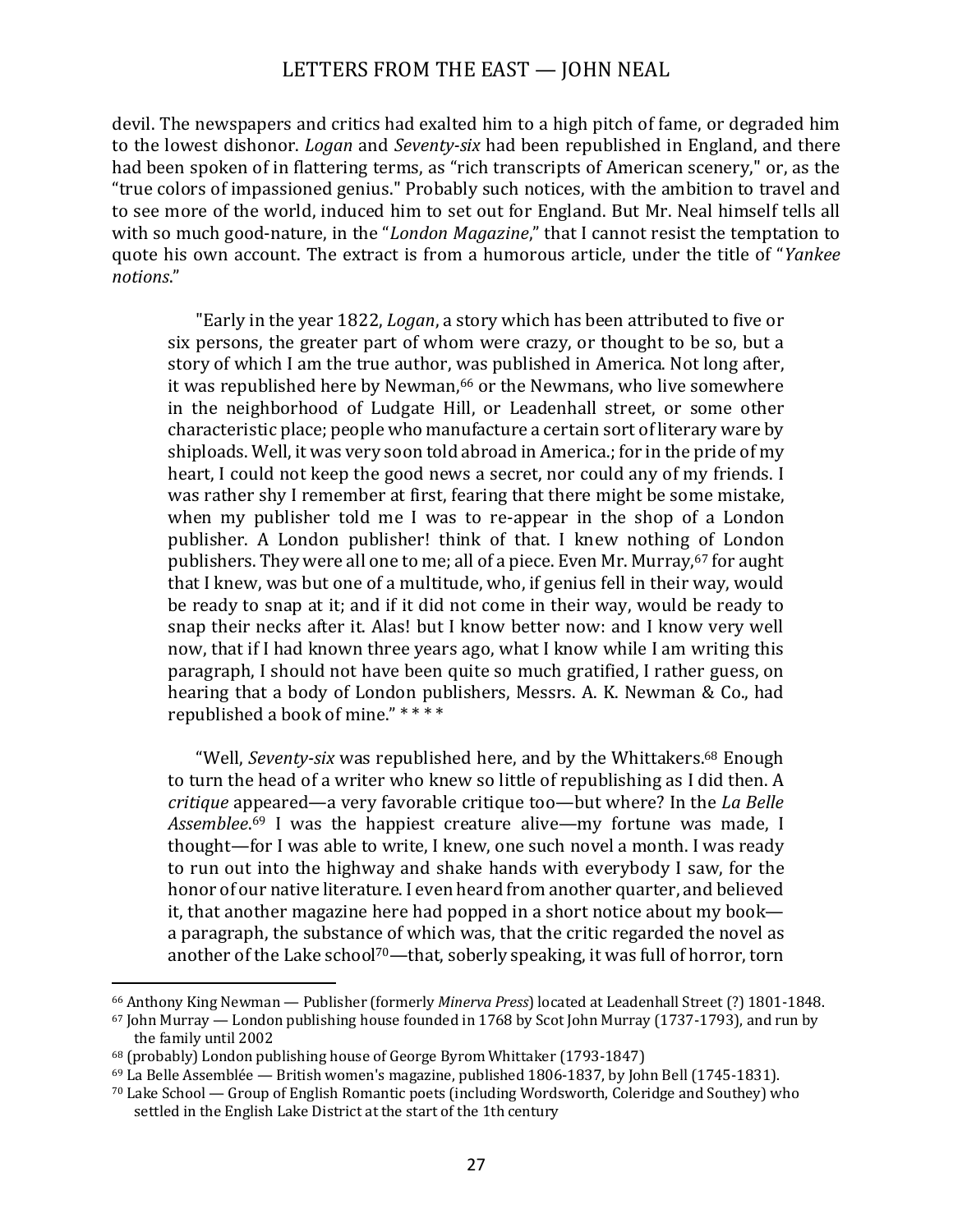devil. The newspapers and critics had exalted him to a high pitch of fame, or degraded him to the lowest dishonor. *Logan* and *Seventy-six* had been republished in England, and there had been spoken of in flattering terms, as "rich transcripts of American scenery," or, as the "true colors of impassioned genius." Probably such notices, with the ambition to travel and to see more of the world, induced him to set out for England. But Mr. Neal himself tells all with so much good-nature, in the "*London Magazine*," that I cannot resist the temptation to quote his own account. The extract is from a humorous article, under the title of "*Yankee notions*."

> "Early in the year 1822, *Logan*, a story which has been attributed to five or six persons, the greater part of whom were crazy, or thought to be so, but a story of which I am the true author, was published in America. Not long after, it was republished here by Newman,[66] or the Newmans, who live somewhere in the neighborhood of Ludgate Hill, or Leadenhall street, or some other characteristic place; people who manufacture a certain sort of literary ware by shiploads. Well, it was very soon told abroad in America.; for in the pride of my heart, I could not keep the good news a secret, nor could any of my friends. I was rather shy I remember at first, fearing that there might be some mistake, when my publisher told me I was to re-appear in the shop of a London publisher. A London publisher! think of that. I knew nothing of London publishers. They were all one to me; all of a piece. Even Mr. Murray,[67] for aught that I knew, was but one of a multitude, who, if genius fell in their way, would be ready to snap at it; and if it did not come in their way, would be ready to snap their necks after it. Alas! but I know better now: and I know very well now, that if I had known three years ago, what I know while I am writing this paragraph, I should not have been quite so much gratified, I rather guess, on hearing that a body of London publishers, Messrs. A. K. Newman & Co., had republished a book of mine." * * * *
>
> "Well, *Seventy-six* was republished here, and by the Whittakers.[68] Enough to turn the head of a writer who knew so little of republishing as I did then. A *critique* appeared—a very favorable critique too—but where? In the *La Belle Assemblee*.[69] I was the happiest creature alive—my fortune was made, I thought—for I was able to write, I knew, one such novel a month. I was ready to run out into the highway and shake hands with everybody I saw, for the honor of our native literature. I even heard from another quarter, and believed it, that another magazine here had popped in a short notice about my book—a paragraph, the substance of which was, that the critic regarded the novel as another of the Lake school[70]—that, soberly speaking, it was full of horror, torn

---

[66] Anthony King Newman — Publisher (formerly *Minerva Press*) located at Leadenhall Street (?) 1801-1848.

[67] John Murray — London publishing house founded in 1768 by Scot John Murray (1737-1793), and run by the family until 2002

[68] (probably) London publishing house of George Byrom Whittaker (1793-1847)

[69] La Belle Assemblée — British women's magazine, published 1806-1837, by John Bell (1745-1831).

[70] Lake School — Group of English Romantic poets (including Wordsworth, Coleridge and Southey) who settled in the English Lake District at the start of the 1th century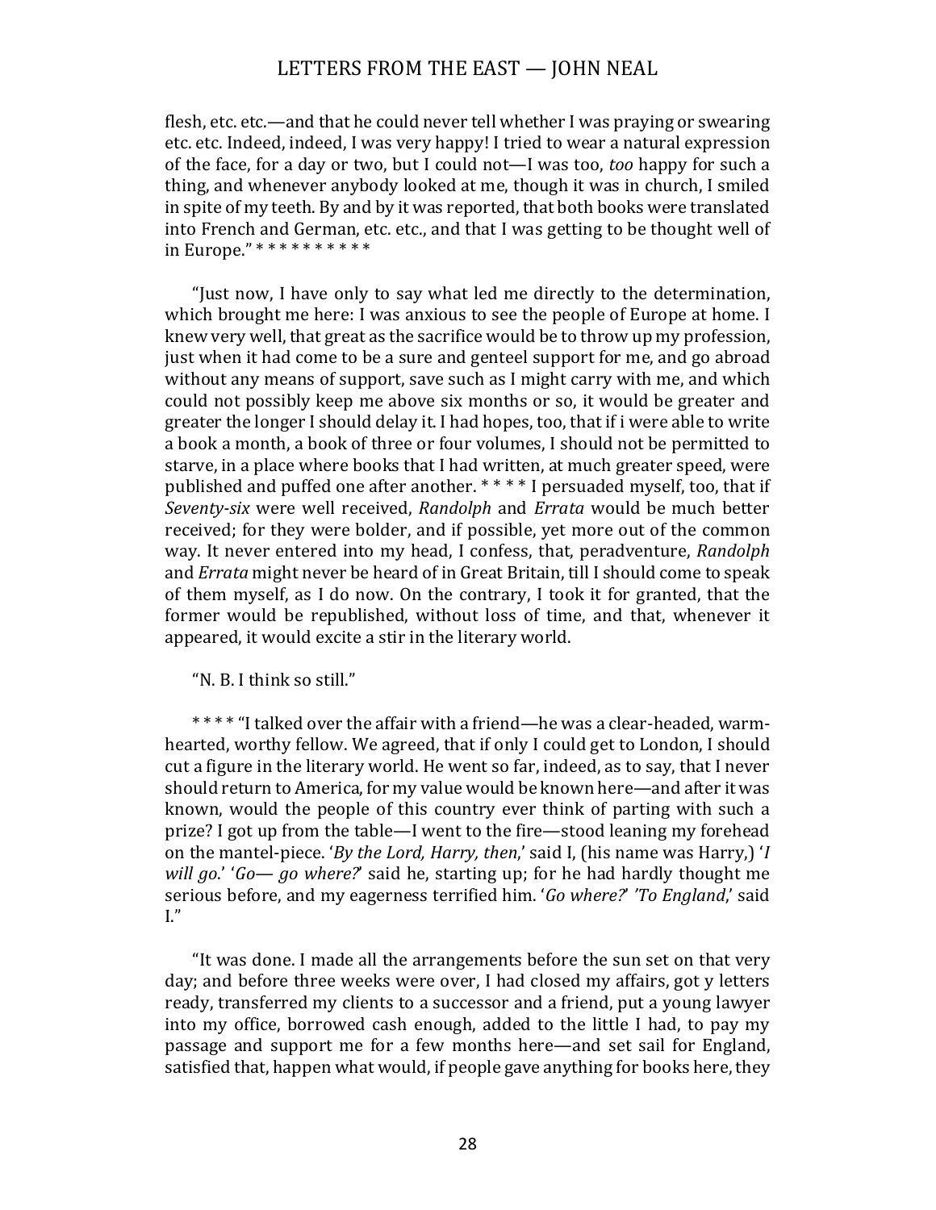flesh, etc. etc.—and that he could never tell whether I was praying or swearing etc. etc. Indeed, indeed, I was very happy! I tried to wear a natural expression of the face, for a day or two, but I could not—I was too, *too* happy for such a thing, and whenever anybody looked at me, though it was in church, I smiled in spite of my teeth. By and by it was reported, that both books were translated into French and German, etc. etc., and that I was getting to be thought well of in Europe." * * * * * * * * * *

"Just now, I have only to say what led me directly to the determination, which brought me here: I was anxious to see the people of Europe at home. I knew very well, that great as the sacrifice would be to throw up my profession, just when it had come to be a sure and genteel support for me, and go abroad without any means of support, save such as I might carry with me, and which could not possibly keep me above six months or so, it would be greater and greater the longer I should delay it. I had hopes, too, that if i were able to write a book a month, a book of three or four volumes, I should not be permitted to starve, in a place where books that I had written, at much greater speed, were published and puffed one after another. * * * * I persuaded myself, too, that if *Seventy-six* were well received, *Randolph* and *Errata* would be much better received; for they were bolder, and if possible, yet more out of the common way. It never entered into my head, I confess, that, peradventure, *Randolph* and *Errata* might never be heard of in Great Britain, till I should come to speak of them myself, as I do now. On the contrary, I took it for granted, that the former would be republished, without loss of time, and that, whenever it appeared, it would excite a stir in the literary world.

"N. B. I think so still."

* * * * "I talked over the affair with a friend—he was a clear-headed, warm-hearted, worthy fellow. We agreed, that if only I could get to London, I should cut a figure in the literary world. He went so far, indeed, as to say, that I never should return to America, for my value would be known here—and after it was known, would the people of this country ever think of parting with such a prize? I got up from the table—I went to the fire—stood leaning my forehead on the mantel-piece. '*By the Lord, Harry, then*,' said I, (his name was Harry,) '*I will go*.' '*Go— go where?*' said he, starting up; for he had hardly thought me serious before, and my eagerness terrified him. '*Go where?*' '*To England*,' said I."

"It was done. I made all the arrangements before the sun set on that very day; and before three weeks were over, I had closed my affairs, got y letters ready, transferred my clients to a successor and a friend, put a young lawyer into my office, borrowed cash enough, added to the little I had, to pay my passage and support me for a few months here—and set sail for England, satisfied that, happen what would, if people gave anything for books here, they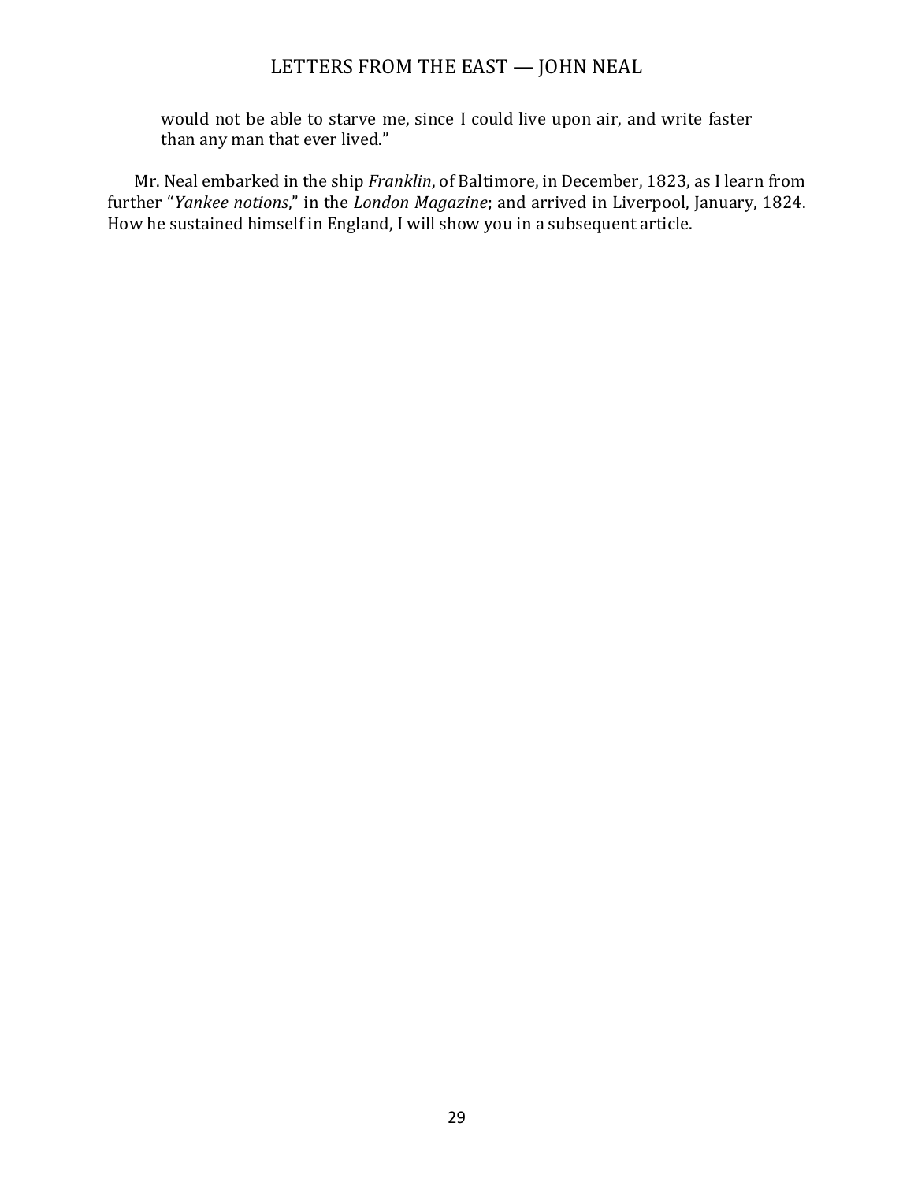> would not be able to starve me, since I could live upon air, and write faster than any man that ever lived."

Mr. Neal embarked in the ship *Franklin*, of Baltimore, in December, 1823, as I learn from further "*Yankee notions*," in the *London Magazine*; and arrived in Liverpool, January, 1824. How he sustained himself in England, I will show you in a subsequent article.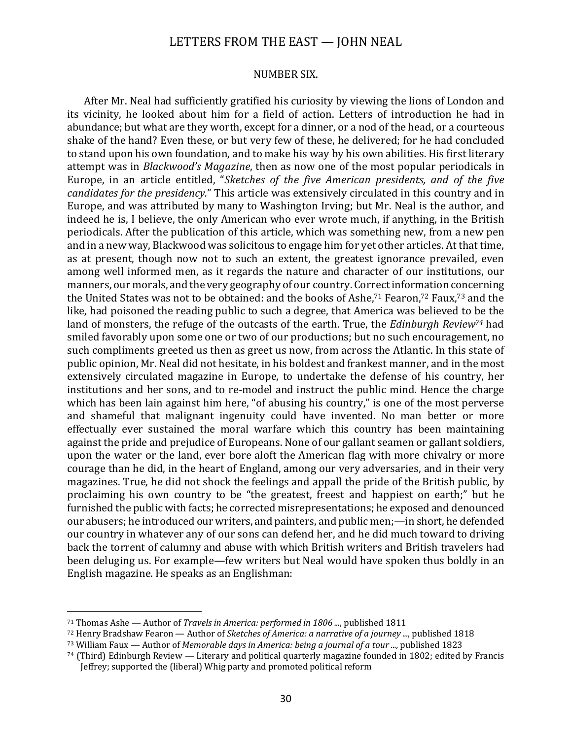## NUMBER SIX.

After Mr. Neal had sufficiently gratified his curiosity by viewing the lions of London and its vicinity, he looked about him for a field of action. Letters of introduction he had in abundance; but what are they worth, except for a dinner, or a nod of the head, or a courteous shake of the hand? Even these, or but very few of these, he delivered; for he had concluded to stand upon his own foundation, and to make his way by his own abilities. His first literary attempt was in *Blackwood's Magazine*, then as now one of the most popular periodicals in Europe, in an article entitled, "*Sketches of the five American presidents, and of the five candidates for the presidency.*" This article was extensively circulated in this country and in Europe, and was attributed by many to Washington Irving; but Mr. Neal is the author, and indeed he is, I believe, the only American who ever wrote much, if anything, in the British periodicals. After the publication of this article, which was something new, from a new pen and in a new way, Blackwood was solicitous to engage him for yet other articles. At that time, as at present, though now not to such an extent, the greatest ignorance prevailed, even among well informed men, as it regards the nature and character of our institutions, our manners, our morals, and the very geography of our country. Correct information concerning the United States was not to be obtained: and the books of Ashe,[71] Fearon,[72] Faux,[73] and the like, had poisoned the reading public to such a degree, that America was believed to be the land of monsters, the refuge of the outcasts of the earth. True, the *Edinburgh Review*[74] had smiled favorably upon some one or two of our productions; but no such encouragement, no such compliments greeted us then as greet us now, from across the Atlantic. In this state of public opinion, Mr. Neal did not hesitate, in his boldest and frankest manner, and in the most extensively circulated magazine in Europe, to undertake the defense of his country, her institutions and her sons, and to re-model and instruct the public mind. Hence the charge which has been lain against him here, "of abusing his country," is one of the most perverse and shameful that malignant ingenuity could have invented. No man better or more effectually ever sustained the moral warfare which this country has been maintaining against the pride and prejudice of Europeans. None of our gallant seamen or gallant soldiers, upon the water or the land, ever bore aloft the American flag with more chivalry or more courage than he did, in the heart of England, among our very adversaries, and in their very magazines. True, he did not shock the feelings and appall the pride of the British public, by proclaiming his own country to be "the greatest, freest and happiest on earth;" but he furnished the public with facts; he corrected misrepresentations; he exposed and denounced our abusers; he introduced our writers, and painters, and public men;—in short, he defended our country in whatever any of our sons can defend her, and he did much toward to driving back the torrent of calumny and abuse with which British writers and British travelers had been deluging us. For example—few writers but Neal would have spoken thus boldly in an English magazine. He speaks as an Englishman:

---

[71] Thomas Ashe — Author of *Travels in America: performed in 1806 ...*, published 1811

[72] Henry Bradshaw Fearon — Author of *Sketches of America: a narrative of a journey ...*, published 1818

[73] William Faux — Author of *Memorable days in America: being a journal of a tour ...*, published 1823

[74] (Third) Edinburgh Review — Literary and political quarterly magazine founded in 1802; edited by Francis Jeffrey; supported the (liberal) Whig party and promoted political reform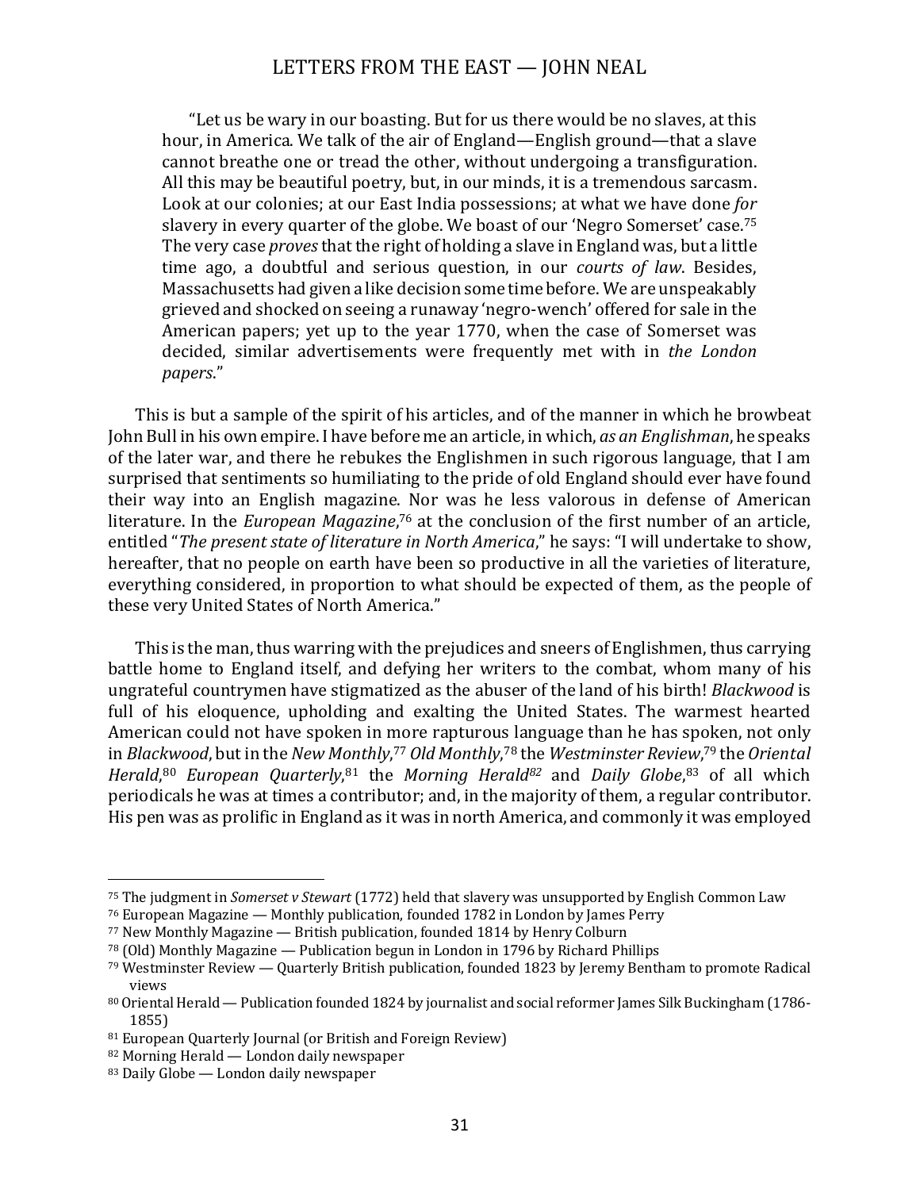> "Let us be wary in our boasting. But for us there would be no slaves, at this hour, in America. We talk of the air of England—English ground—that a slave cannot breathe one or tread the other, without undergoing a transfiguration. All this may be beautiful poetry, but, in our minds, it is a tremendous sarcasm. Look at our colonies; at our East India possessions; at what we have done *for* slavery in every quarter of the globe. We boast of our 'Negro Somerset' case.[75] The very case *proves* that the right of holding a slave in England was, but a little time ago, a doubtful and serious question, in our *courts of law*. Besides, Massachusetts had given a like decision some time before. We are unspeakably grieved and shocked on seeing a runaway 'negro-wench' offered for sale in the American papers; yet up to the year 1770, when the case of Somerset was decided, similar advertisements were frequently met with in *the London papers*."

This is but a sample of the spirit of his articles, and of the manner in which he browbeat John Bull in his own empire. I have before me an article, in which, *as an Englishman*, he speaks of the later war, and there he rebukes the Englishmen in such rigorous language, that I am surprised that sentiments so humiliating to the pride of old England should ever have found their way into an English magazine. Nor was he less valorous in defense of American literature. In the *European Magazine*,[76] at the conclusion of the first number of an article, entitled "*The present state of literature in North America*," he says: "I will undertake to show, hereafter, that no people on earth have been so productive in all the varieties of literature, everything considered, in proportion to what should be expected of them, as the people of these very United States of North America."

This is the man, thus warring with the prejudices and sneers of Englishmen, thus carrying battle home to England itself, and defying her writers to the combat, whom many of his ungrateful countrymen have stigmatized as the abuser of the land of his birth! *Blackwood* is full of his eloquence, upholding and exalting the United States. The warmest hearted American could not have spoken in more rapturous language than he has spoken, not only in *Blackwood*, but in the *New Monthly*,[77] *Old Monthly*,[78] the *Westminster Review*,[79] the *Oriental Herald*,[80] *European Quarterly*,[81] the *Morning Herald*[82] and *Daily Globe*,[83] of all which periodicals he was at times a contributor; and, in the majority of them, a regular contributor. His pen was as prolific in England as it was in north America, and commonly it was employed

---

[75] The judgment in *Somerset v Stewart* (1772) held that slavery was unsupported by English Common Law

[76] European Magazine — Monthly publication, founded 1782 in London by James Perry

[77] New Monthly Magazine — British publication, founded 1814 by Henry Colburn

[78] (Old) Monthly Magazine — Publication begun in London in 1796 by Richard Phillips

[79] Westminster Review — Quarterly British publication, founded 1823 by Jeremy Bentham to promote Radical views

[80] Oriental Herald — Publication founded 1824 by journalist and social reformer James Silk Buckingham (1786-1855)

[81] European Quarterly Journal (or British and Foreign Review)

[82] Morning Herald — London daily newspaper

[83] Daily Globe — London daily newspaper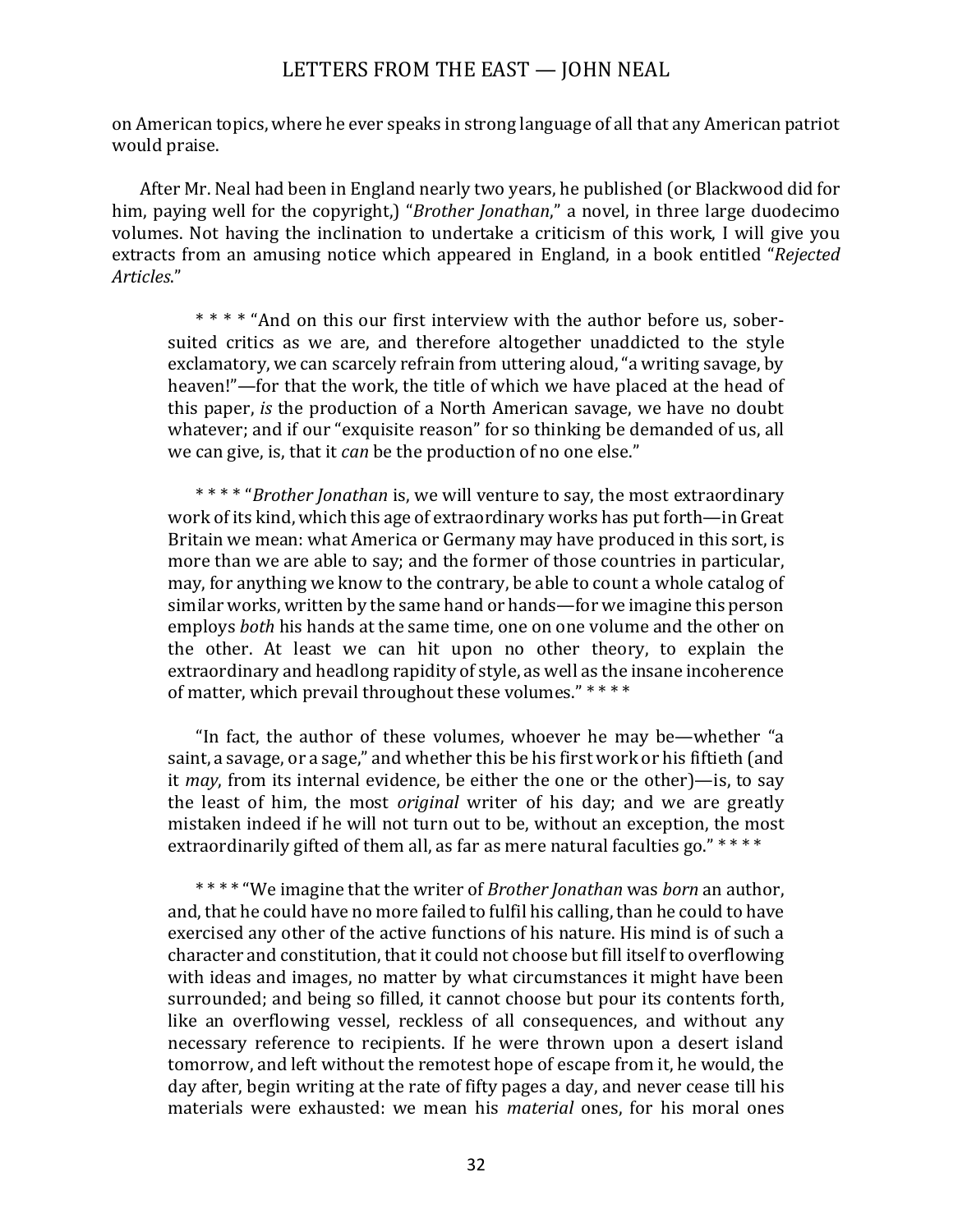on American topics, where he ever speaks in strong language of all that any American patriot would praise.

After Mr. Neal had been in England nearly two years, he published (or Blackwood did for him, paying well for the copyright,) "*Brother Jonathan*," a novel, in three large duodecimo volumes. Not having the inclination to undertake a criticism of this work, I will give you extracts from an amusing notice which appeared in England, in a book entitled "*Rejected Articles*."

> * * * * "And on this our first interview with the author before us, sober-suited critics as we are, and therefore altogether unaddicted to the style exclamatory, we can scarcely refrain from uttering aloud, "a writing savage, by heaven!"—for that the work, the title of which we have placed at the head of this paper, *is* the production of a North American savage, we have no doubt whatever; and if our "exquisite reason" for so thinking be demanded of us, all we can give, is, that it *can* be the production of no one else."
>
> * * * * "*Brother Jonathan* is, we will venture to say, the most extraordinary work of its kind, which this age of extraordinary works has put forth—in Great Britain we mean: what America or Germany may have produced in this sort, is more than we are able to say; and the former of those countries in particular, may, for anything we know to the contrary, be able to count a whole catalog of similar works, written by the same hand or hands—for we imagine this person employs *both* his hands at the same time, one on one volume and the other on the other. At least we can hit upon no other theory, to explain the extraordinary and headlong rapidity of style, as well as the insane incoherence of matter, which prevail throughout these volumes." * * * *
>
> "In fact, the author of these volumes, whoever he may be—whether "a saint, a savage, or a sage," and whether this be his first work or his fiftieth (and it *may*, from its internal evidence, be either the one or the other)—is, to say the least of him, the most *original* writer of his day; and we are greatly mistaken indeed if he will not turn out to be, without an exception, the most extraordinarily gifted of them all, as far as mere natural faculties go." * * * *
>
> * * * * "We imagine that the writer of *Brother Jonathan* was *born* an author, and, that he could have no more failed to fulfil his calling, than he could to have exercised any other of the active functions of his nature. His mind is of such a character and constitution, that it could not choose but fill itself to overflowing with ideas and images, no matter by what circumstances it might have been surrounded; and being so filled, it cannot choose but pour its contents forth, like an overflowing vessel, reckless of all consequences, and without any necessary reference to recipients. If he were thrown upon a desert island tomorrow, and left without the remotest hope of escape from it, he would, the day after, begin writing at the rate of fifty pages a day, and never cease till his materials were exhausted: we mean his *material* ones, for his moral ones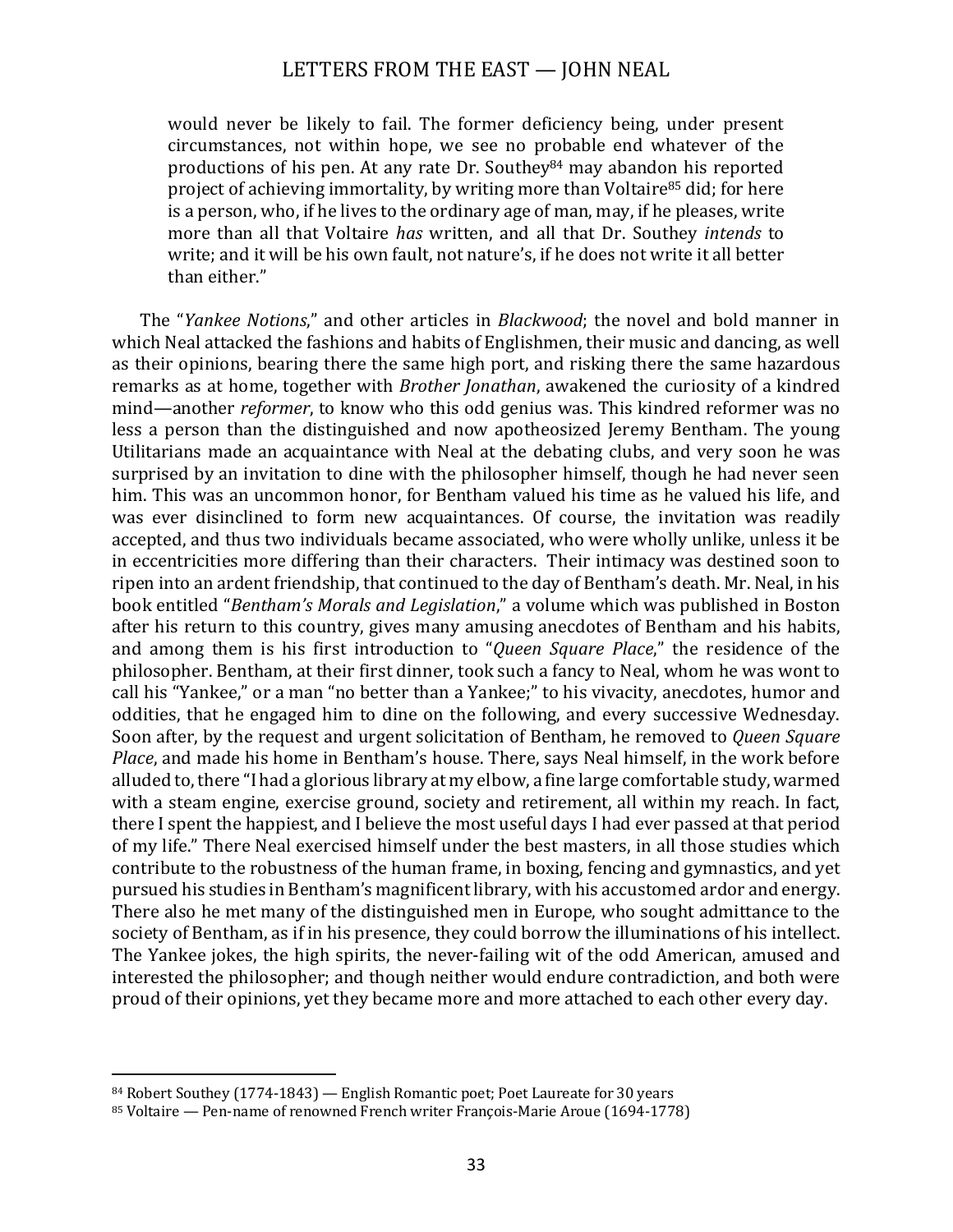> would never be likely to fail. The former deficiency being, under present circumstances, not within hope, we see no probable end whatever of the productions of his pen. At any rate Dr. Southey[84] may abandon his reported project of achieving immortality, by writing more than Voltaire[85] did; for here is a person, who, if he lives to the ordinary age of man, may, if he pleases, write more than all that Voltaire *has* written, and all that Dr. Southey *intends* to write; and it will be his own fault, not nature's, if he does not write it all better than either."

The "*Yankee Notions*," and other articles in *Blackwood*; the novel and bold manner in which Neal attacked the fashions and habits of Englishmen, their music and dancing, as well as their opinions, bearing there the same high port, and risking there the same hazardous remarks as at home, together with *Brother Jonathan*, awakened the curiosity of a kindred mind—another *reformer*, to know who this odd genius was. This kindred reformer was no less a person than the distinguished and now apotheosized Jeremy Bentham. The young Utilitarians made an acquaintance with Neal at the debating clubs, and very soon he was surprised by an invitation to dine with the philosopher himself, though he had never seen him. This was an uncommon honor, for Bentham valued his time as he valued his life, and was ever disinclined to form new acquaintances. Of course, the invitation was readily accepted, and thus two individuals became associated, who were wholly unlike, unless it be in eccentricities more differing than their characters. Their intimacy was destined soon to ripen into an ardent friendship, that continued to the day of Bentham's death. Mr. Neal, in his book entitled "*Bentham's Morals and Legislation*," a volume which was published in Boston after his return to this country, gives many amusing anecdotes of Bentham and his habits, and among them is his first introduction to "*Queen Square Place*," the residence of the philosopher. Bentham, at their first dinner, took such a fancy to Neal, whom he was wont to call his "Yankee," or a man "no better than a Yankee;" to his vivacity, anecdotes, humor and oddities, that he engaged him to dine on the following, and every successive Wednesday. Soon after, by the request and urgent solicitation of Bentham, he removed to *Queen Square Place*, and made his home in Bentham's house. There, says Neal himself, in the work before alluded to, there "I had a glorious library at my elbow, a fine large comfortable study, warmed with a steam engine, exercise ground, society and retirement, all within my reach. In fact, there I spent the happiest, and I believe the most useful days I had ever passed at that period of my life." There Neal exercised himself under the best masters, in all those studies which contribute to the robustness of the human frame, in boxing, fencing and gymnastics, and yet pursued his studies in Bentham's magnificent library, with his accustomed ardor and energy. There also he met many of the distinguished men in Europe, who sought admittance to the society of Bentham, as if in his presence, they could borrow the illuminations of his intellect. The Yankee jokes, the high spirits, the never-failing wit of the odd American, amused and interested the philosopher; and though neither would endure contradiction, and both were proud of their opinions, yet they became more and more attached to each other every day.

---

[84] Robert Southey (1774-1843) — English Romantic poet; Poet Laureate for 30 years

[85] Voltaire — Pen-name of renowned French writer François-Marie Aroue (1694-1778)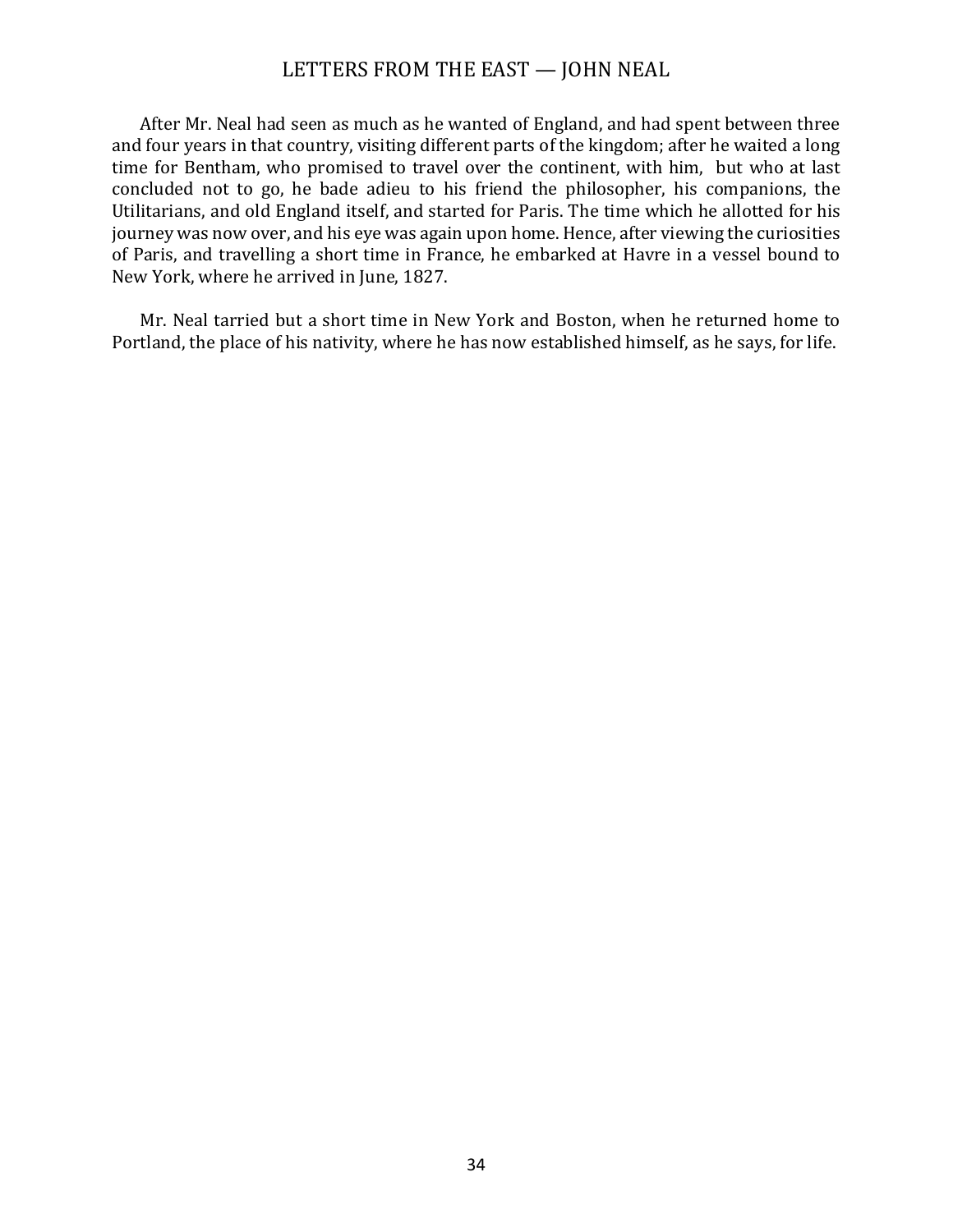After Mr. Neal had seen as much as he wanted of England, and had spent between three and four years in that country, visiting different parts of the kingdom; after he waited a long time for Bentham, who promised to travel over the continent, with him,  but who at last concluded not to go, he bade adieu to his friend the philosopher, his companions, the Utilitarians, and old England itself, and started for Paris. The time which he allotted for his journey was now over, and his eye was again upon home. Hence, after viewing the curiosities of Paris, and travelling a short time in France, he embarked at Havre in a vessel bound to New York, where he arrived in June, 1827.

Mr. Neal tarried but a short time in New York and Boston, when he returned home to Portland, the place of his nativity, where he has now established himself, as he says, for life.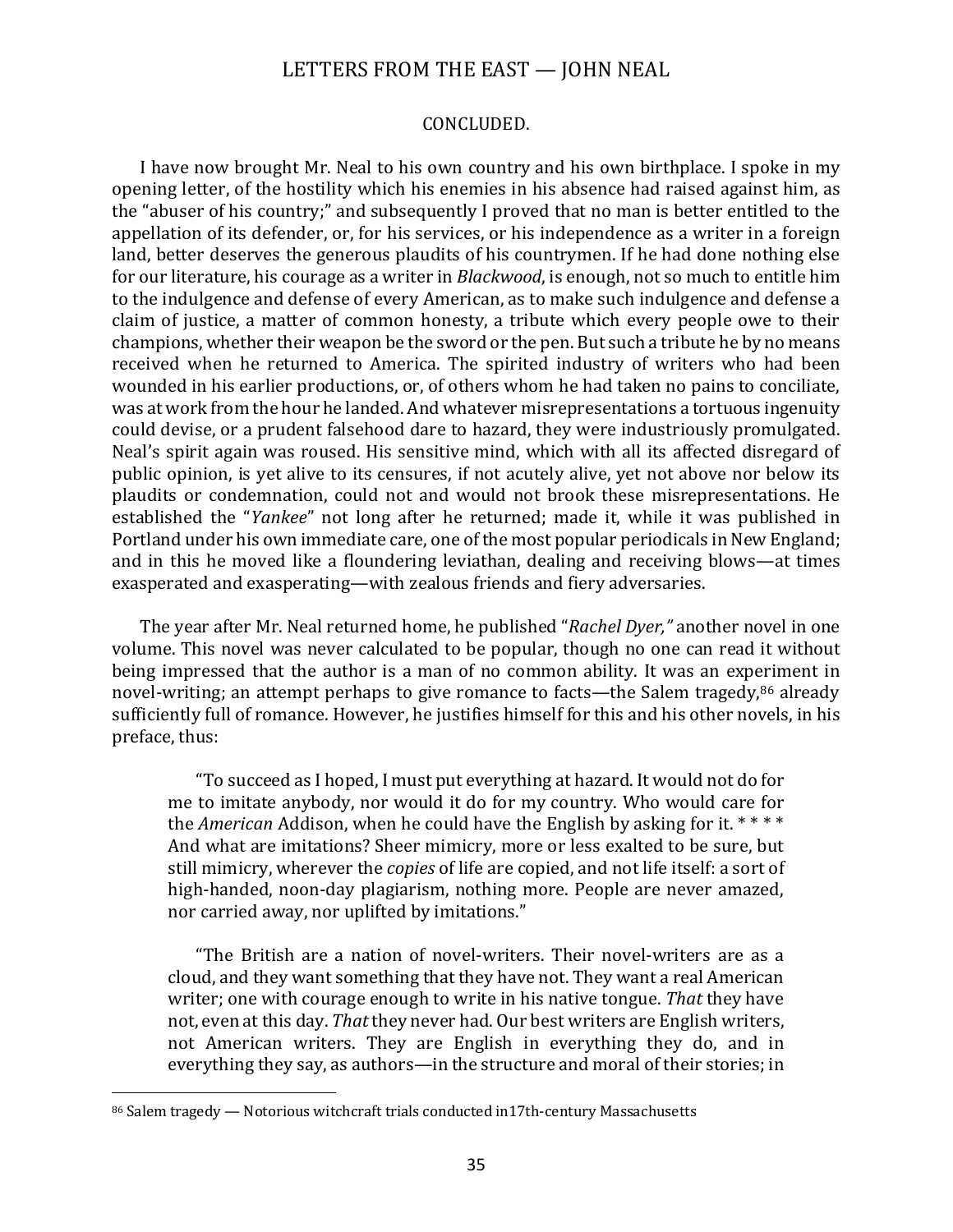CONCLUDED.

I have now brought Mr. Neal to his own country and his own birthplace. I spoke in my opening letter, of the hostility which his enemies in his absence had raised against him, as the "abuser of his country;" and subsequently I proved that no man is better entitled to the appellation of its defender, or, for his services, or his independence as a writer in a foreign land, better deserves the generous plaudits of his countrymen. If he had done nothing else for our literature, his courage as a writer in *Blackwood*, is enough, not so much to entitle him to the indulgence and defense of every American, as to make such indulgence and defense a claim of justice, a matter of common honesty, a tribute which every people owe to their champions, whether their weapon be the sword or the pen. But such a tribute he by no means received when he returned to America. The spirited industry of writers who had been wounded in his earlier productions, or, of others whom he had taken no pains to conciliate, was at work from the hour he landed. And whatever misrepresentations a tortuous ingenuity could devise, or a prudent falsehood dare to hazard, they were industriously promulgated. Neal's spirit again was roused. His sensitive mind, which with all its affected disregard of public opinion, is yet alive to its censures, if not acutely alive, yet not above nor below its plaudits or condemnation, could not and would not brook these misrepresentations. He established the "*Yankee*" not long after he returned; made it, while it was published in Portland under his own immediate care, one of the most popular periodicals in New England; and in this he moved like a floundering leviathan, dealing and receiving blows—at times exasperated and exasperating—with zealous friends and fiery adversaries.

The year after Mr. Neal returned home, he published "*Rachel Dyer,*" another novel in one volume. This novel was never calculated to be popular, though no one can read it without being impressed that the author is a man of no common ability. It was an experiment in novel-writing; an attempt perhaps to give romance to facts—the Salem tragedy,[86] already sufficiently full of romance. However, he justifies himself for this and his other novels, in his preface, thus:

> "To succeed as I hoped, I must put everything at hazard. It would not do for me to imitate anybody, nor would it do for my country. Who would care for the *American* Addison, when he could have the English by asking for it. * * * * And what are imitations? Sheer mimicry, more or less exalted to be sure, but still mimicry, wherever the *copies* of life are copied, and not life itself: a sort of high-handed, noon-day plagiarism, nothing more. People are never amazed, nor carried away, nor uplifted by imitations."

> "The British are a nation of novel-writers. Their novel-writers are as a cloud, and they want something that they have not. They want a real American writer; one with courage enough to write in his native tongue. *That* they have not, even at this day. *That* they never had. Our best writers are English writers, not American writers. They are English in everything they do, and in everything they say, as authors—in the structure and moral of their stories; in

[86] Salem tragedy — Notorious witchcraft trials conducted in17th-century Massachusetts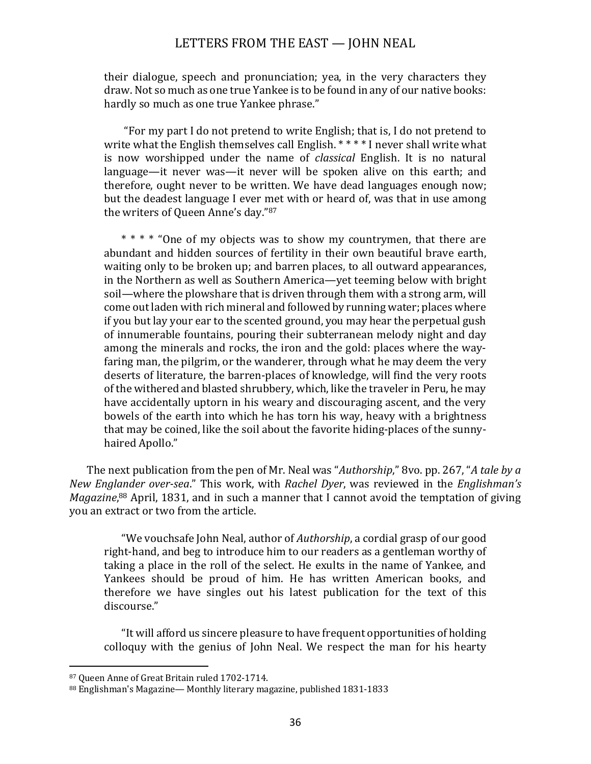> their dialogue, speech and pronunciation; yea, in the very characters they draw. Not so much as one true Yankee is to be found in any of our native books: hardly so much as one true Yankee phrase."

> "For my part I do not pretend to write English; that is, I do not pretend to write what the English themselves call English. * * * * I never shall write what is now worshipped under the name of *classical* English. It is no natural language—it never was—it never will be spoken alive on this earth; and therefore, ought never to be written. We have dead languages enough now; but the deadest language I ever met with or heard of, was that in use among the writers of Queen Anne's day."[87]

> * * * * "One of my objects was to show my countrymen, that there are abundant and hidden sources of fertility in their own beautiful brave earth, waiting only to be broken up; and barren places, to all outward appearances, in the Northern as well as Southern America—yet teeming below with bright soil—where the plowshare that is driven through them with a strong arm, will come out laden with rich mineral and followed by running water; places where if you but lay your ear to the scented ground, you may hear the perpetual gush of innumerable fountains, pouring their subterranean melody night and day among the minerals and rocks, the iron and the gold: places where the way-faring man, the pilgrim, or the wanderer, through what he may deem the very deserts of literature, the barren-places of knowledge, will find the very roots of the withered and blasted shrubbery, which, like the traveler in Peru, he may have accidentally uptorn in his weary and discouraging ascent, and the very bowels of the earth into which he has torn his way, heavy with a brightness that may be coined, like the soil about the favorite hiding-places of the sunny-haired Apollo."

The next publication from the pen of Mr. Neal was "*Authorship*," 8vo. pp. 267, "*A tale by a New Englander over-sea*." This work, with *Rachel Dyer*, was reviewed in the *Englishman's Magazine*,[88] April, 1831, and in such a manner that I cannot avoid the temptation of giving you an extract or two from the article.

> "We vouchsafe John Neal, author of *Authorship*, a cordial grasp of our good right-hand, and beg to introduce him to our readers as a gentleman worthy of taking a place in the roll of the select. He exults in the name of Yankee, and Yankees should be proud of him. He has written American books, and therefore we have singles out his latest publication for the text of this discourse."

> "It will afford us sincere pleasure to have frequent opportunities of holding colloquy with the genius of John Neal. We respect the man for his hearty

---

[87] Queen Anne of Great Britain ruled 1702-1714.

[88] Englishman's Magazine— Monthly literary magazine, published 1831-1833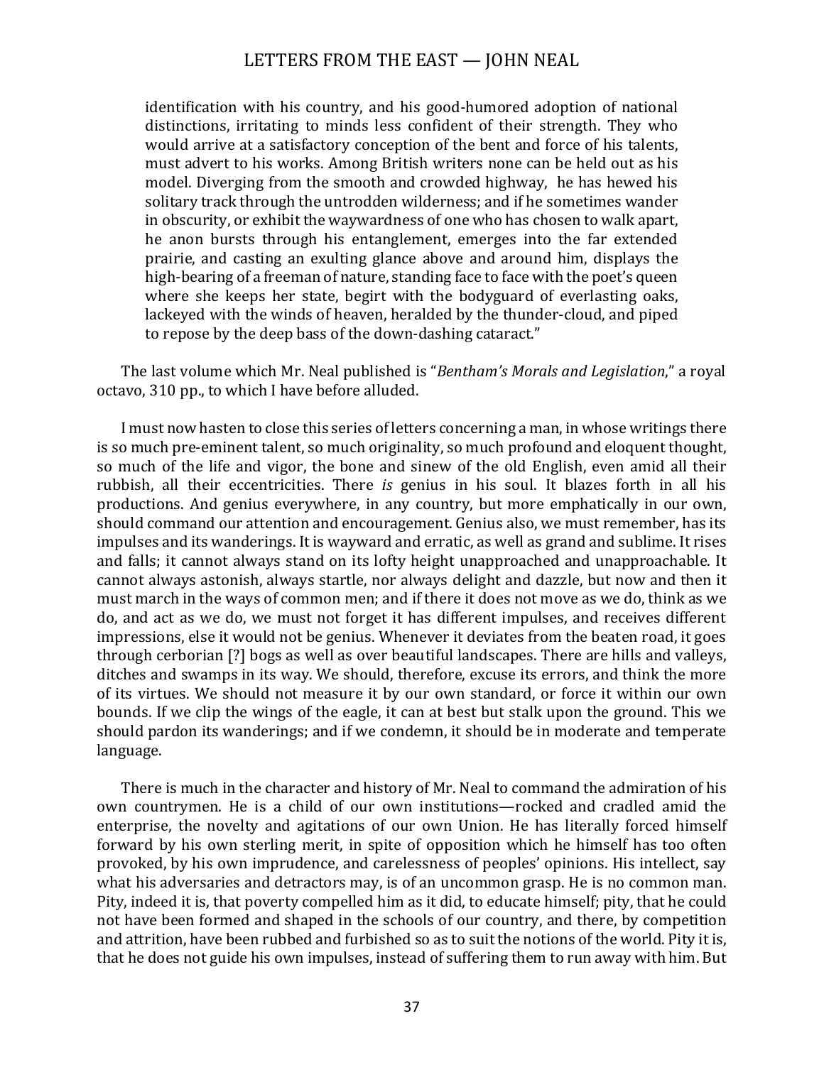> identification with his country, and his good-humored adoption of national distinctions, irritating to minds less confident of their strength. They who would arrive at a satisfactory conception of the bent and force of his talents, must advert to his works. Among British writers none can be held out as his model. Diverging from the smooth and crowded highway, he has hewed his solitary track through the untrodden wilderness; and if he sometimes wander in obscurity, or exhibit the waywardness of one who has chosen to walk apart, he anon bursts through his entanglement, emerges into the far extended prairie, and casting an exulting glance above and around him, displays the high-bearing of a freeman of nature, standing face to face with the poet's queen where she keeps her state, begirt with the bodyguard of everlasting oaks, lackeyed with the winds of heaven, heralded by the thunder-cloud, and piped to repose by the deep bass of the down-dashing cataract."

The last volume which Mr. Neal published is "*Bentham's Morals and Legislation*," a royal octavo, 310 pp., to which I have before alluded.

I must now hasten to close this series of letters concerning a man, in whose writings there is so much pre-eminent talent, so much originality, so much profound and eloquent thought, so much of the life and vigor, the bone and sinew of the old English, even amid all their rubbish, all their eccentricities. There *is* genius in his soul. It blazes forth in all his productions. And genius everywhere, in any country, but more emphatically in our own, should command our attention and encouragement. Genius also, we must remember, has its impulses and its wanderings. It is wayward and erratic, as well as grand and sublime. It rises and falls; it cannot always stand on its lofty height unapproached and unapproachable. It cannot always astonish, always startle, nor always delight and dazzle, but now and then it must march in the ways of common men; and if there it does not move as we do, think as we do, and act as we do, we must not forget it has different impulses, and receives different impressions, else it would not be genius. Whenever it deviates from the beaten road, it goes through cerborian [?] bogs as well as over beautiful landscapes. There are hills and valleys, ditches and swamps in its way. We should, therefore, excuse its errors, and think the more of its virtues. We should not measure it by our own standard, or force it within our own bounds. If we clip the wings of the eagle, it can at best but stalk upon the ground. This we should pardon its wanderings; and if we condemn, it should be in moderate and temperate language.

There is much in the character and history of Mr. Neal to command the admiration of his own countrymen. He is a child of our own institutions—rocked and cradled amid the enterprise, the novelty and agitations of our own Union. He has literally forced himself forward by his own sterling merit, in spite of opposition which he himself has too often provoked, by his own imprudence, and carelessness of peoples' opinions. His intellect, say what his adversaries and detractors may, is of an uncommon grasp. He is no common man. Pity, indeed it is, that poverty compelled him as it did, to educate himself; pity, that he could not have been formed and shaped in the schools of our country, and there, by competition and attrition, have been rubbed and furbished so as to suit the notions of the world. Pity it is, that he does not guide his own impulses, instead of suffering them to run away with him. But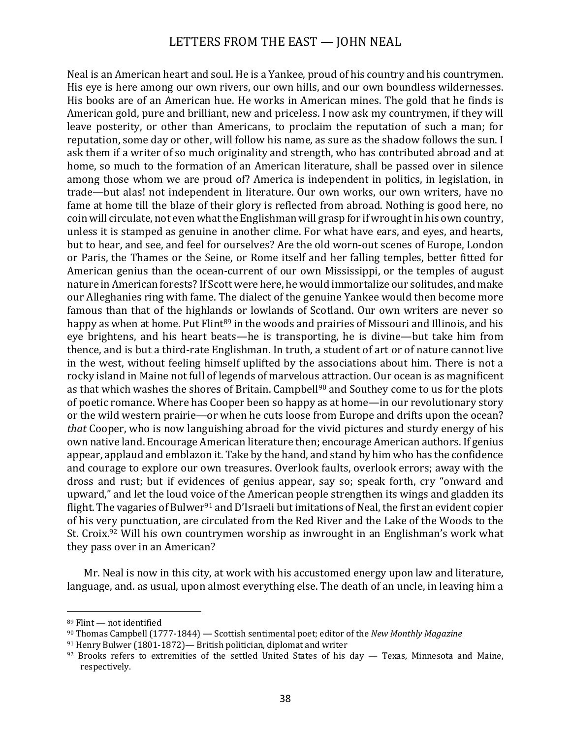Neal is an American heart and soul. He is a Yankee, proud of his country and his countrymen. His eye is here among our own rivers, our own hills, and our own boundless wildernesses. His books are of an American hue. He works in American mines. The gold that he finds is American gold, pure and brilliant, new and priceless. I now ask my countrymen, if they will leave posterity, or other than Americans, to proclaim the reputation of such a man; for reputation, some day or other, will follow his name, as sure as the shadow follows the sun. I ask them if a writer of so much originality and strength, who has contributed abroad and at home, so much to the formation of an American literature, shall be passed over in silence among those whom we are proud of? America is independent in politics, in legislation, in trade—but alas! not independent in literature. Our own works, our own writers, have no fame at home till the blaze of their glory is reflected from abroad. Nothing is good here, no coin will circulate, not even what the Englishman will grasp for if wrought in his own country, unless it is stamped as genuine in another clime. For what have ears, and eyes, and hearts, but to hear, and see, and feel for ourselves? Are the old worn-out scenes of Europe, London or Paris, the Thames or the Seine, or Rome itself and her falling temples, better fitted for American genius than the ocean-current of our own Mississippi, or the temples of august nature in American forests? If Scott were here, he would immortalize our solitudes, and make our Alleghanies ring with fame. The dialect of the genuine Yankee would then become more famous than that of the highlands or lowlands of Scotland. Our own writers are never so happy as when at home. Put Flint[89] in the woods and prairies of Missouri and Illinois, and his eye brightens, and his heart beats—he is transporting, he is divine—but take him from thence, and is but a third-rate Englishman. In truth, a student of art or of nature cannot live in the west, without feeling himself uplifted by the associations about him. There is not a rocky island in Maine not full of legends of marvelous attraction. Our ocean is as magnificent as that which washes the shores of Britain. Campbell[90] and Southey come to us for the plots of poetic romance. Where has Cooper been so happy as at home—in our revolutionary story or the wild western prairie—or when he cuts loose from Europe and drifts upon the ocean? *that* Cooper, who is now languishing abroad for the vivid pictures and sturdy energy of his own native land. Encourage American literature then; encourage American authors. If genius appear, applaud and emblazon it. Take by the hand, and stand by him who has the confidence and courage to explore our own treasures. Overlook faults, overlook errors; away with the dross and rust; but if evidences of genius appear, say so; speak forth, cry "onward and upward," and let the loud voice of the American people strengthen its wings and gladden its flight. The vagaries of Bulwer[91] and D'Israeli but imitations of Neal, the first an evident copier of his very punctuation, are circulated from the Red River and the Lake of the Woods to the St. Croix.[92] Will his own countrymen worship as inwrought in an Englishman's work what they pass over in an American?

Mr. Neal is now in this city, at work with his accustomed energy upon law and literature, language, and. as usual, upon almost everything else. The death of an uncle, in leaving him a

---

[89] Flint — not identified

[90] Thomas Campbell (1777-1844) — Scottish sentimental poet; editor of the *New Monthly Magazine*

[91] Henry Bulwer (1801-1872)— British politician, diplomat and writer

[92] Brooks refers to extremities of the settled United States of his day — Texas, Minnesota and Maine, respectively.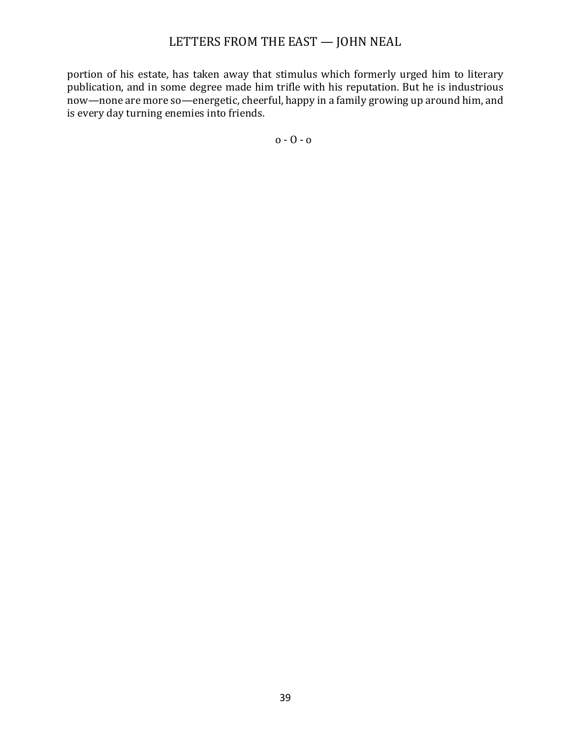portion of his estate, has taken away that stimulus which formerly urged him to literary publication, and in some degree made him trifle with his reputation. But he is industrious now—none are more so—energetic, cheerful, happy in a family growing up around him, and is every day turning enemies into friends.

o - O - o